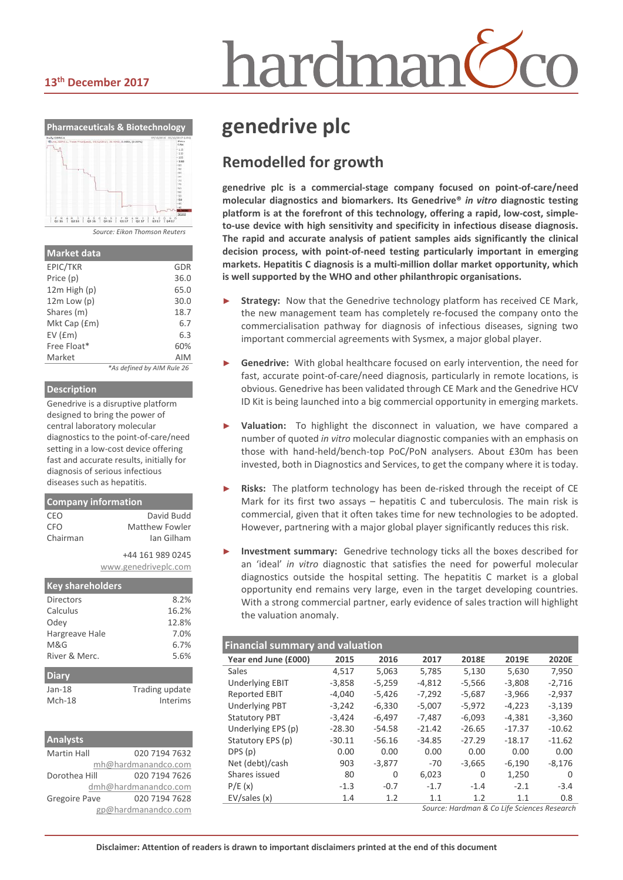13th December 2017

# genedrive plc

## Remodelled for growth

**genedrive plc is a commercial-stage company focused on point-of-care/need molecular diagnostics and biomarkers. Its Genedrive® *in vitro* diagnostic testing platform is at the forefront of this technology, offering a rapid, low-cost, simple-to-use device with high sensitivity and specificity in infectious disease diagnosis. The rapid and accurate analysis of patient samples aids significantly the clinical decision process, with point-of-need testing particularly important in emerging markets. Hepatitis C diagnosis is a multi-million dollar market opportunity, which is well supported by the WHO and other philanthropic organisations.**

- **Strategy:** Now that the Genedrive technology platform has received CE Mark, the new management team has completely re-focused the company onto the commercialisation pathway for diagnosis of infectious diseases, signing two important commercial agreements with Sysmex, a major global player.
- **Genedrive:** With global healthcare focused on early intervention, the need for fast, accurate point-of-care/need diagnosis, particularly in remote locations, is obvious. Genedrive has been validated through CE Mark and the Genedrive HCV ID Kit is being launched into a big commercial opportunity in emerging markets.
- **Valuation:** To highlight the disconnect in valuation, we have compared a number of quoted *in vitro* molecular diagnostic companies with an emphasis on those with hand-held/bench-top PoC/PoN analysers. About £30m has been invested, both in Diagnostics and Services, to get the company where it is today.
- **Risks:** The platform technology has been de-risked through the receipt of CE Mark for its first two assays – hepatitis C and tuberculosis. The main risk is commercial, given that it often takes time for new technologies to be adopted. However, partnering with a major global player significantly reduces this risk.
- **Investment summary:** Genedrive technology ticks all the boxes described for an 'ideal' *in vitro* diagnostic that satisfies the need for powerful molecular diagnostics outside the hospital setting. The hepatitis C market is a global opportunity end remains very large, even in the target developing countries. With a strong commercial partner, early evidence of sales traction will highlight the valuation anomaly.

### Financial summary and valuation

| Year end June (£000) | 2015 | 2016 | 2017 | 2018E | 2019E | 2020E |
|---|---|---|---|---|---|---|
| Sales | 4,517 | 5,063 | 5,785 | 5,130 | 5,630 | 7,950 |
| Underlying EBIT | -3,858 | -5,259 | -4,812 | -5,566 | -3,808 | -2,716 |
| Reported EBIT | -4,040 | -5,426 | -7,292 | -5,687 | -3,966 | -2,937 |
| Underlying PBT | -3,242 | -6,330 | -5,007 | -5,972 | -4,223 | -3,139 |
| Statutory PBT | -3,424 | -6,497 | -7,487 | -6,093 | -4,381 | -3,360 |
| Underlying EPS (p) | -28.30 | -54.58 | -21.42 | -26.65 | -17.37 | -10.62 |
| Statutory EPS (p) | -30.11 | -56.16 | -34.85 | -27.29 | -18.17 | -11.62 |
| DPS (p) | 0.00 | 0.00 | 0.00 | 0.00 | 0.00 | 0.00 |
| Net (debt)/cash | 903 | -3,877 | -70 | -3,665 | -6,190 | -8,176 |
| Shares issued | 80 | 0 | 6,023 | 0 | 1,250 | 0 |
| P/E (x) | -1.3 | -0.7 | -1.7 | -1.4 | -2.1 | -3.4 |
| EV/sales (x) | 1.4 | 1.2 | 1.1 | 1.2 | 1.1 | 0.8 |

*Source: Hardman & Co Life Sciences Research*

**Pharmaceuticals & Biotechnology**

*Source: Eikon Thomson Reuters*

### Market data

| | |
|---|---|
| EPIC/TKR | GDR |
| Price (p) | 36.0 |
| 12m High (p) | 65.0 |
| 12m Low (p) | 30.0 |
| Shares (m) | 18.7 |
| Mkt Cap (£m) | 6.7 |
| EV (£m) | 6.3 |
| Free Float* | 60% |
| Market | AIM |

*As defined by AIM Rule 26

### Description

Genedrive is a disruptive platform designed to bring the power of central laboratory molecular diagnostics to the point-of-care/need setting in a low-cost device offering fast and accurate results, initially for diagnosis of serious infectious diseases such as hepatitis.

### Company information

| | |
|---|---|
| CEO | David Budd |
| CFO | Matthew Fowler |
| Chairman | Ian Gilham |

+44 161 989 0245
www.genedriveplc.com

### Key shareholders

| | |
|---|---|
| Directors | 8.2% |
| Calculus | 16.2% |
| Odey | 12.8% |
| Hargreave Hale | 7.0% |
| M&G | 6.7% |
| River & Merc. | 5.6% |

### Diary

| | |
|---|---|
| Jan-18 | Trading update |
| Mch-18 | Interims |

### Analysts

| | |
|---|---|
| Martin Hall | 020 7194 7632 |
| | mh@hardmanandco.com |
| Dorothea Hill | 020 7194 7626 |
| | dmh@hardmanandco.com |
| Gregoire Pave | 020 7194 7628 |
| | gp@hardmanandco.com |

**Disclaimer: Attention of readers is drawn to important disclaimers printed at the end of this document**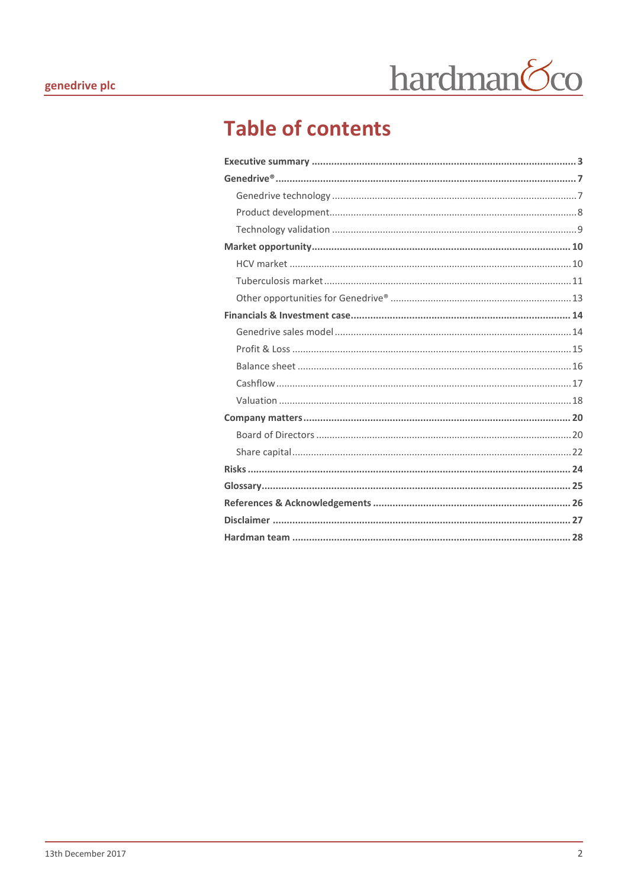# Table of contents

**Executive summary** .... **3**

**Genedrive®** .... **7**

- Genedrive technology .... 7
- Product development .... 8
- Technology validation .... 9

**Market opportunity** .... **10**

- HCV market .... 10
- Tuberculosis market .... 11
- Other opportunities for Genedrive® .... 13

**Financials & Investment case** .... **14**

- Genedrive sales model .... 14
- Profit & Loss .... 15
- Balance sheet .... 16
- Cashflow .... 17
- Valuation .... 18

**Company matters** .... **20**

- Board of Directors .... 20
- Share capital .... 22

**Risks** .... **24**

**Glossary** .... **25**

**References & Acknowledgements** .... **26**

**Disclaimer** .... **27**

**Hardman team** .... **28**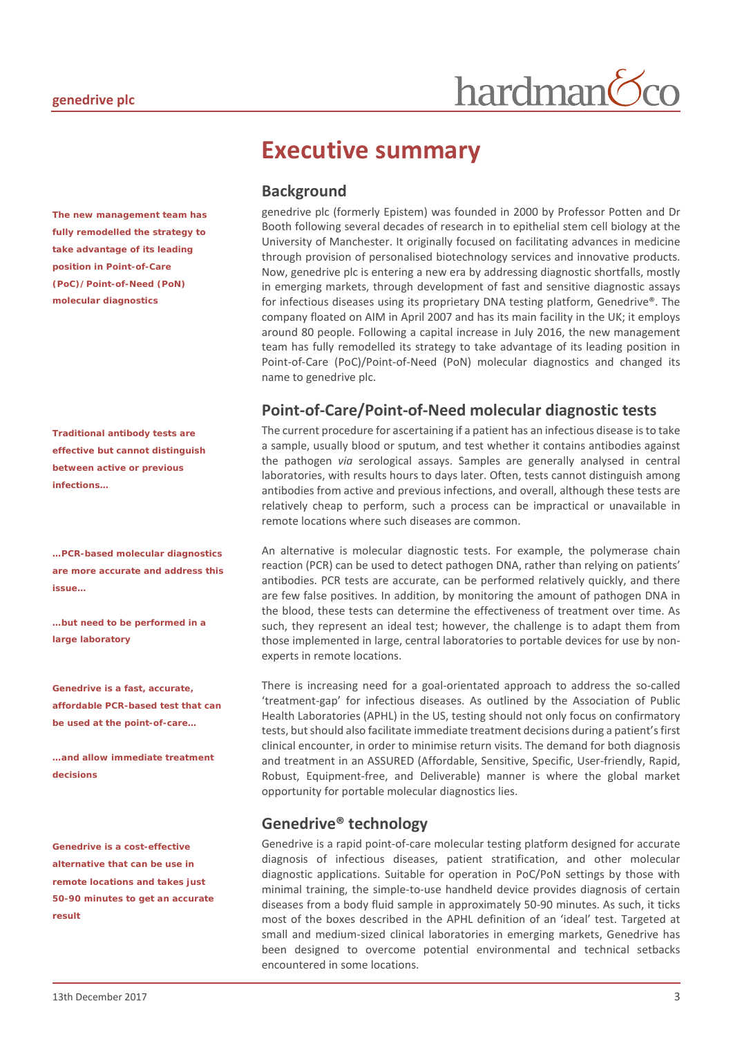# Executive summary

## Background

**The new management team has fully remodelled the strategy to take advantage of its leading position in Point-of-Care (PoC)/ Point-of-Need (PoN) molecular diagnostics**

genedrive plc (formerly Epistem) was founded in 2000 by Professor Potten and Dr Booth following several decades of research in to epithelial stem cell biology at the University of Manchester. It originally focused on facilitating advances in medicine through provision of personalised biotechnology services and innovative products. Now, genedrive plc is entering a new era by addressing diagnostic shortfalls, mostly in emerging markets, through development of fast and sensitive diagnostic assays for infectious diseases using its proprietary DNA testing platform, Genedrive®. The company floated on AIM in April 2007 and has its main facility in the UK; it employs around 80 people. Following a capital increase in July 2016, the new management team has fully remodelled its strategy to take advantage of its leading position in Point-of-Care (PoC)/Point-of-Need (PoN) molecular diagnostics and changed its name to genedrive plc.

## Point-of-Care/Point-of-Need molecular diagnostic tests

**Traditional antibody tests are effective but cannot distinguish between active or previous infections…**

The current procedure for ascertaining if a patient has an infectious disease is to take a sample, usually blood or sputum, and test whether it contains antibodies against the pathogen *via* serological assays. Samples are generally analysed in central laboratories, with results hours to days later. Often, tests cannot distinguish among antibodies from active and previous infections, and overall, although these tests are relatively cheap to perform, such a process can be impractical or unavailable in remote locations where such diseases are common.

**…PCR-based molecular diagnostics are more accurate and address this issue…**

**…but need to be performed in a large laboratory**

An alternative is molecular diagnostic tests. For example, the polymerase chain reaction (PCR) can be used to detect pathogen DNA, rather than relying on patients' antibodies. PCR tests are accurate, can be performed relatively quickly, and there are few false positives. In addition, by monitoring the amount of pathogen DNA in the blood, these tests can determine the effectiveness of treatment over time. As such, they represent an ideal test; however, the challenge is to adapt them from those implemented in large, central laboratories to portable devices for use by non-experts in remote locations.

**Genedrive is a fast, accurate, affordable PCR-based test that can be used at the point-of-care…**

**…and allow immediate treatment decisions**

There is increasing need for a goal-orientated approach to address the so-called 'treatment-gap' for infectious diseases. As outlined by the Association of Public Health Laboratories (APHL) in the US, testing should not only focus on confirmatory tests, but should also facilitate immediate treatment decisions during a patient's first clinical encounter, in order to minimise return visits. The demand for both diagnosis and treatment in an ASSURED (Affordable, Sensitive, Specific, User-friendly, Rapid, Robust, Equipment-free, and Deliverable) manner is where the global market opportunity for portable molecular diagnostics lies.

## Genedrive® technology

**Genedrive is a cost-effective alternative that can be use in remote locations and takes just 50-90 minutes to get an accurate result**

Genedrive is a rapid point-of-care molecular testing platform designed for accurate diagnosis of infectious diseases, patient stratification, and other molecular diagnostic applications. Suitable for operation in PoC/PoN settings by those with minimal training, the simple-to-use handheld device provides diagnosis of certain diseases from a body fluid sample in approximately 50-90 minutes. As such, it ticks most of the boxes described in the APHL definition of an 'ideal' test. Targeted at small and medium-sized clinical laboratories in emerging markets, Genedrive has been designed to overcome potential environmental and technical setbacks encountered in some locations.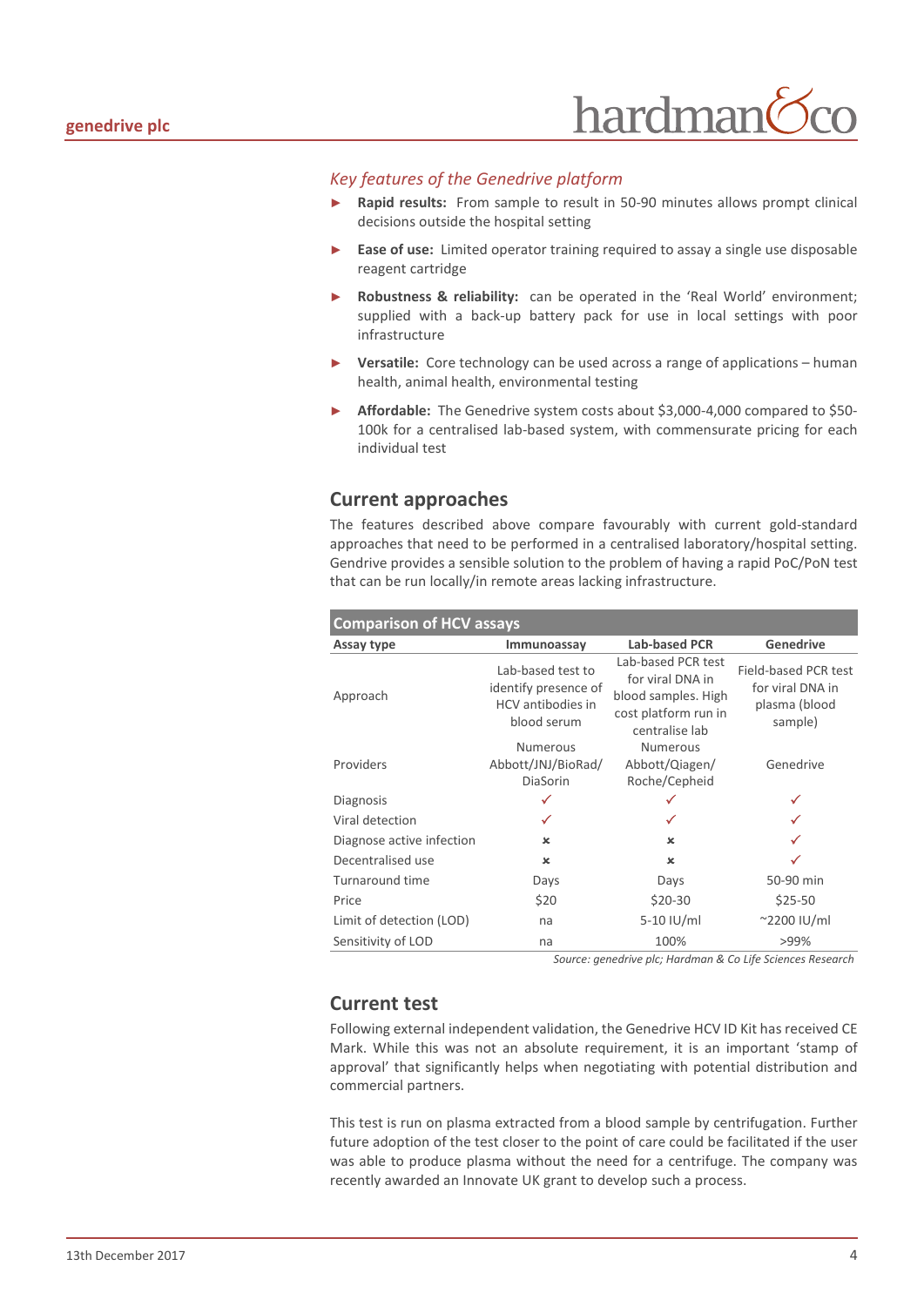*Key features of the Genedrive platform*

- **Rapid results:** From sample to result in 50-90 minutes allows prompt clinical decisions outside the hospital setting
- **Ease of use:** Limited operator training required to assay a single use disposable reagent cartridge
- **Robustness & reliability:** can be operated in the 'Real World' environment; supplied with a back-up battery pack for use in local settings with poor infrastructure
- **Versatile:** Core technology can be used across a range of applications – human health, animal health, environmental testing
- **Affordable:** The Genedrive system costs about $3,000-4,000 compared to $50-100k for a centralised lab-based system, with commensurate pricing for each individual test

## Current approaches

The features described above compare favourably with current gold-standard approaches that need to be performed in a centralised laboratory/hospital setting. Gendrive provides a sensible solution to the problem of having a rapid PoC/PoN test that can be run locally/in remote areas lacking infrastructure.

**Comparison of HCV assays**

| Assay type | Immunoassay | Lab-based PCR | Genedrive |
|---|---|---|---|
| Approach | Lab-based test to identify presence of HCV antibodies in blood serum | Lab-based PCR test for viral DNA in blood samples. High cost platform run in centralise lab | Field-based PCR test for viral DNA in plasma (blood sample) |
| Providers | Numerous Abbott/JNJ/BioRad/ DiaSorin | Numerous Abbott/Qiagen/ Roche/Cepheid | Genedrive |
| Diagnosis | ✓ | ✓ | ✓ |
| Viral detection | ✓ | ✓ | ✓ |
| Diagnose active infection | × | × | ✓ |
| Decentralised use | × | × | ✓ |
| Turnaround time | Days | Days | 50-90 min |
| Price | $20 | $20-30 | $25-50 |
| Limit of detection (LOD) | na | 5-10 IU/ml | ~2200 IU/ml |
| Sensitivity of LOD | na | 100% | >99% |

*Source: genedrive plc; Hardman & Co Life Sciences Research*

## Current test

Following external independent validation, the Genedrive HCV ID Kit has received CE Mark. While this was not an absolute requirement, it is an important 'stamp of approval' that significantly helps when negotiating with potential distribution and commercial partners.

This test is run on plasma extracted from a blood sample by centrifugation. Further future adoption of the test closer to the point of care could be facilitated if the user was able to produce plasma without the need for a centrifuge. The company was recently awarded an Innovate UK grant to develop such a process.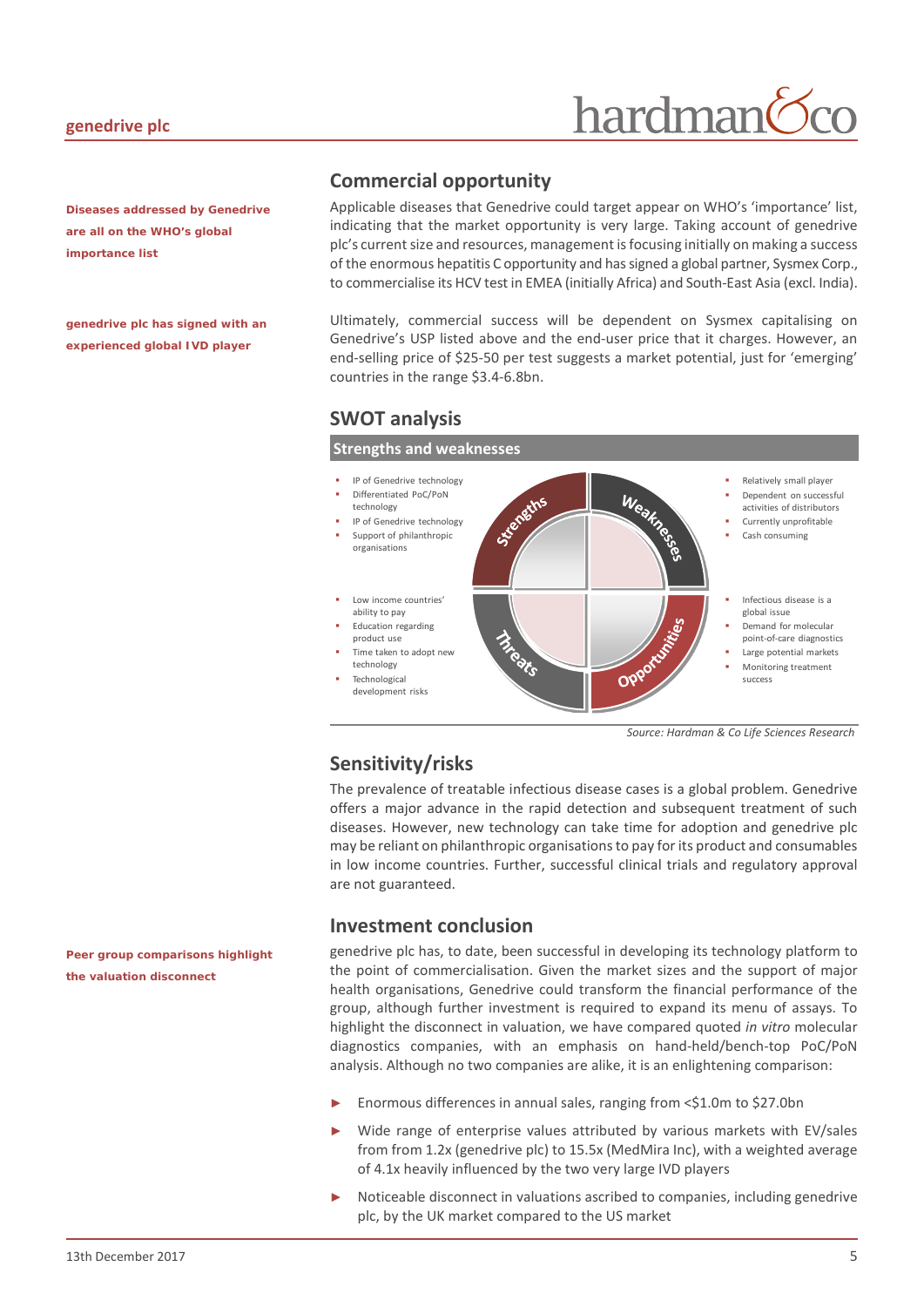## Commercial opportunity

**Diseases addressed by Genedrive are all on the WHO's global importance list**

Applicable diseases that Genedrive could target appear on WHO's 'importance' list, indicating that the market opportunity is very large. Taking account of genedrive plc's current size and resources, management is focusing initially on making a success of the enormous hepatitis C opportunity and has signed a global partner, Sysmex Corp., to commercialise its HCV test in EMEA (initially Africa) and South-East Asia (excl. India).

**genedrive plc has signed with an experienced global IVD player**

Ultimately, commercial success will be dependent on Sysmex capitalising on Genedrive's USP listed above and the end-user price that it charges. However, an end-selling price of $25-50 per test suggests a market potential, just for 'emerging' countries in the range $3.4-6.8bn.

## SWOT analysis

### Strengths and weaknesses

**Strengths**
- IP of Genedrive technology
- Differentiated PoC/PoN technology
- IP of Genedrive technology
- Support of philanthropic organisations

**Weaknesses**
- Relatively small player
- Dependent on successful activities of distributors
- Currently unprofitable
- Cash consuming

**Threats**
- Low income countries' ability to pay
- Education regarding product use
- Time taken to adopt new technology
- Technological development risks

**Opportunities**
- Infectious disease is a global issue
- Demand for molecular point-of-care diagnostics
- Large potential markets
- Monitoring treatment success

*Source: Hardman & Co Life Sciences Research*

## Sensitivity/risks

The prevalence of treatable infectious disease cases is a global problem. Genedrive offers a major advance in the rapid detection and subsequent treatment of such diseases. However, new technology can take time for adoption and genedrive plc may be reliant on philanthropic organisations to pay for its product and consumables in low income countries. Further, successful clinical trials and regulatory approval are not guaranteed.

## Investment conclusion

**Peer group comparisons highlight the valuation disconnect**

genedrive plc has, to date, been successful in developing its technology platform to the point of commercialisation. Given the market sizes and the support of major health organisations, Genedrive could transform the financial performance of the group, although further investment is required to expand its menu of assays. To highlight the disconnect in valuation, we have compared quoted *in vitro* molecular diagnostics companies, with an emphasis on hand-held/bench-top PoC/PoN analysis. Although no two companies are alike, it is an enlightening comparison:

- Enormous differences in annual sales, ranging from <$1.0m to $27.0bn
- Wide range of enterprise values attributed by various markets with EV/sales from from 1.2x (genedrive plc) to 15.5x (MedMira Inc), with a weighted average of 4.1x heavily influenced by the two very large IVD players
- Noticeable disconnect in valuations ascribed to companies, including genedrive plc, by the UK market compared to the US market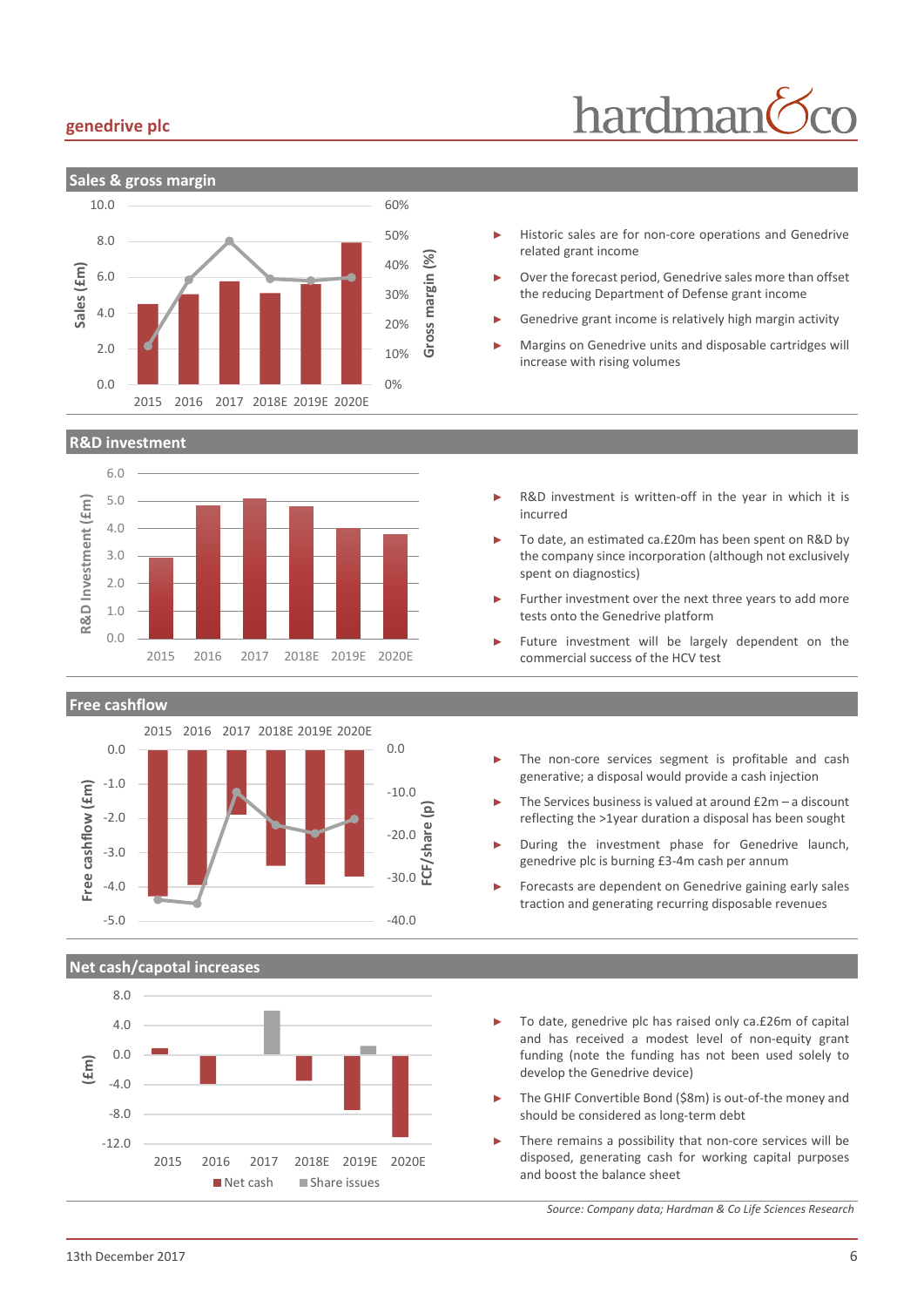## Sales & gross margin

- Historic sales are for non-core operations and Genedrive related grant income
- Over the forecast period, Genedrive sales more than offset the reducing Department of Defense grant income
- Genedrive grant income is relatively high margin activity
- Margins on Genedrive units and disposable cartridges will increase with rising volumes

## R&D investment

- R&D investment is written-off in the year in which it is incurred
- To date, an estimated ca.£20m has been spent on R&D by the company since incorporation (although not exclusively spent on diagnostics)
- Further investment over the next three years to add more tests onto the Genedrive platform
- Future investment will be largely dependent on the commercial success of the HCV test

## Free cashflow

- The non-core services segment is profitable and cash generative; a disposal would provide a cash injection
- The Services business is valued at around £2m – a discount reflecting the >1year duration a disposal has been sought
- During the investment phase for Genedrive launch, genedrive plc is burning £3-4m cash per annum
- Forecasts are dependent on Genedrive gaining early sales traction and generating recurring disposable revenues

## Net cash/capotal increases

- To date, genedrive plc has raised only ca.£26m of capital and has received a modest level of non-equity grant funding (note the funding has not been used solely to develop the Genedrive device)
- The GHIF Convertible Bond ($8m) is out-of-the money and should be considered as long-term debt
- There remains a possibility that non-core services will be disposed, generating cash for working capital purposes and boost the balance sheet

*Source: Company data; Hardman & Co Life Sciences Research*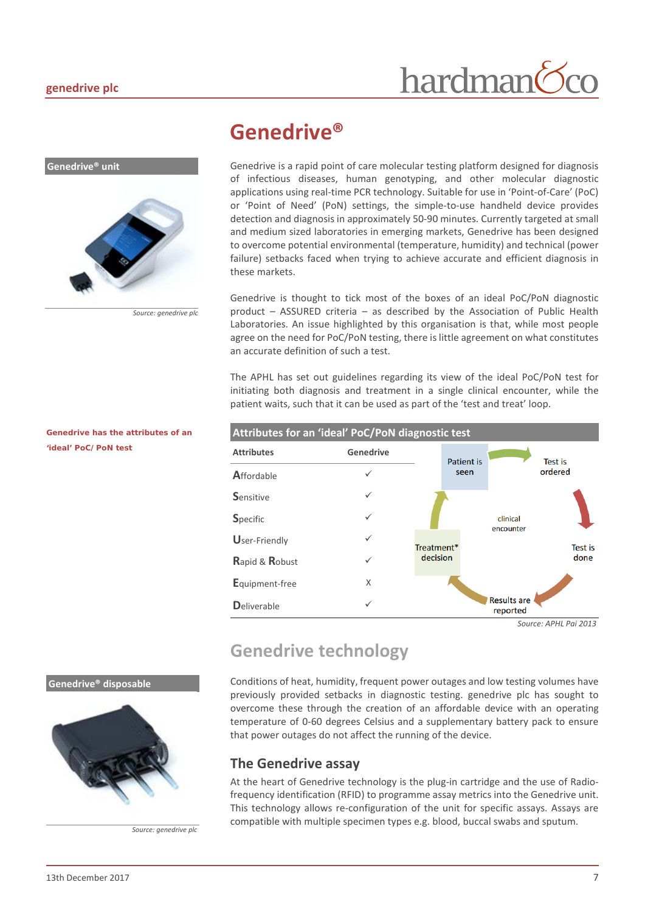# Genedrive®

**Genedrive® unit**

Source: genedrive plc

Genedrive is a rapid point of care molecular testing platform designed for diagnosis of infectious diseases, human genotyping, and other molecular diagnostic applications using real-time PCR technology. Suitable for use in 'Point-of-Care' (PoC) or 'Point of Need' (PoN) settings, the simple-to-use handheld device provides detection and diagnosis in approximately 50-90 minutes. Currently targeted at small and medium sized laboratories in emerging markets, Genedrive has been designed to overcome potential environmental (temperature, humidity) and technical (power failure) setbacks faced when trying to achieve accurate and efficient diagnosis in these markets.

Genedrive is thought to tick most of the boxes of an ideal PoC/PoN diagnostic product – ASSURED criteria – as described by the Association of Public Health Laboratories. An issue highlighted by this organisation is that, while most people agree on the need for PoC/PoN testing, there is little agreement on what constitutes an accurate definition of such a test.

The APHL has set out guidelines regarding its view of the ideal PoC/PoN test for initiating both diagnosis and treatment in a single clinical encounter, while the patient waits, such that it can be used as part of the 'test and treat' loop.

**Genedrive has the attributes of an 'ideal' PoC/ PoN test**

**Attributes for an 'ideal' PoC/PoN diagnostic test**

| Attributes | Genedrive |
|---|---|
| Affordable | ✓ |
| Sensitive | ✓ |
| Specific | ✓ |
| User-Friendly | ✓ |
| Rapid & Robust | ✓ |
| Equipment-free | X |
| Deliverable | ✓ |

Clinical encounter loop: Patient is seen → Test is ordered → Test is done → Results are reported → Treatment* decision → Patient is seen

Source: APHL Pai 2013

## Genedrive technology

**Genedrive® disposable**

Source: genedrive plc

Conditions of heat, humidity, frequent power outages and low testing volumes have previously provided setbacks in diagnostic testing. genedrive plc has sought to overcome these through the creation of an affordable device with an operating temperature of 0-60 degrees Celsius and a supplementary battery pack to ensure that power outages do not affect the running of the device.

### The Genedrive assay

At the heart of Genedrive technology is the plug-in cartridge and the use of Radio-frequency identification (RFID) to programme assay metrics into the Genedrive unit. This technology allows re-configuration of the unit for specific assays. Assays are compatible with multiple specimen types e.g. blood, buccal swabs and sputum.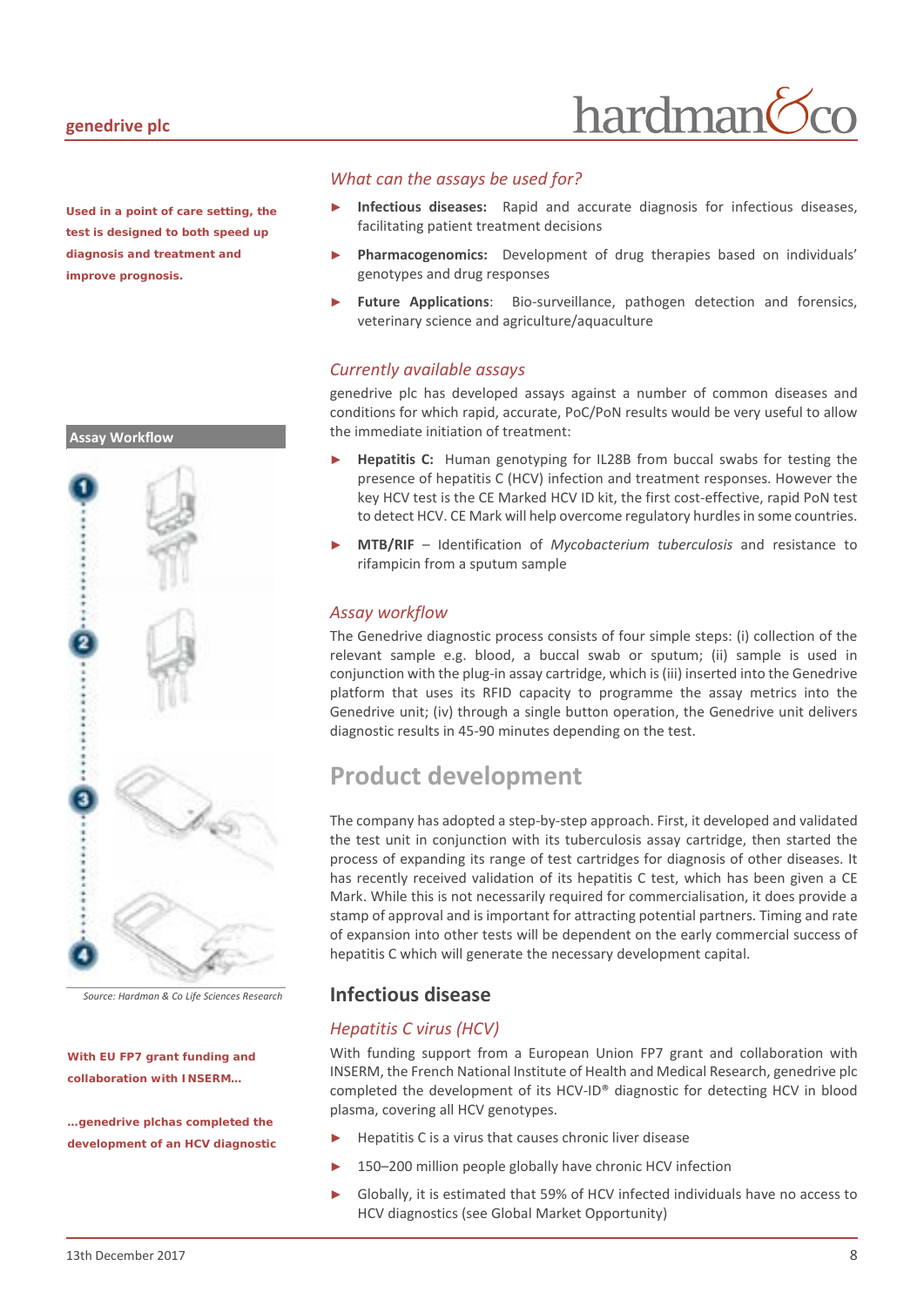**Used in a point of care setting, the test is designed to both speed up diagnosis and treatment and improve prognosis.**

### *What can the assays be used for?*

- **Infectious diseases:** Rapid and accurate diagnosis for infectious diseases, facilitating patient treatment decisions
- **Pharmacogenomics:** Development of drug therapies based on individuals' genotypes and drug responses
- **Future Applications**: Bio-surveillance, pathogen detection and forensics, veterinary science and agriculture/aquaculture

### *Currently available assays*

genedrive plc has developed assays against a number of common diseases and conditions for which rapid, accurate, PoC/PoN results would be very useful to allow the immediate initiation of treatment:

- **Hepatitis C:** Human genotyping for IL28B from buccal swabs for testing the presence of hepatitis C (HCV) infection and treatment responses. However the key HCV test is the CE Marked HCV ID kit, the first cost-effective, rapid PoN test to detect HCV. CE Mark will help overcome regulatory hurdles in some countries.
- **MTB/RIF** – Identification of *Mycobacterium tuberculosis* and resistance to rifampicin from a sputum sample

**Assay Workflow**

Source: Hardman & Co Life Sciences Research

### *Assay workflow*

The Genedrive diagnostic process consists of four simple steps: (i) collection of the relevant sample e.g. blood, a buccal swab or sputum; (ii) sample is used in conjunction with the plug-in assay cartridge, which is (iii) inserted into the Genedrive platform that uses its RFID capacity to programme the assay metrics into the Genedrive unit; (iv) through a single button operation, the Genedrive unit delivers diagnostic results in 45-90 minutes depending on the test.

# Product development

The company has adopted a step-by-step approach. First, it developed and validated the test unit in conjunction with its tuberculosis assay cartridge, then started the process of expanding its range of test cartridges for diagnosis of other diseases. It has recently received validation of its hepatitis C test, which has been given a CE Mark. While this is not necessarily required for commercialisation, it does provide a stamp of approval and is important for attracting potential partners. Timing and rate of expansion into other tests will be dependent on the early commercial success of hepatitis C which will generate the necessary development capital.

## Infectious disease

### *Hepatitis C virus (HCV)*

**With EU FP7 grant funding and collaboration with INSERM…**

**…genedrive plchas completed the development of an HCV diagnostic**

With funding support from a European Union FP7 grant and collaboration with INSERM, the French National Institute of Health and Medical Research, genedrive plc completed the development of its HCV-ID® diagnostic for detecting HCV in blood plasma, covering all HCV genotypes.

- Hepatitis C is a virus that causes chronic liver disease
- 150–200 million people globally have chronic HCV infection
- Globally, it is estimated that 59% of HCV infected individuals have no access to HCV diagnostics (see Global Market Opportunity)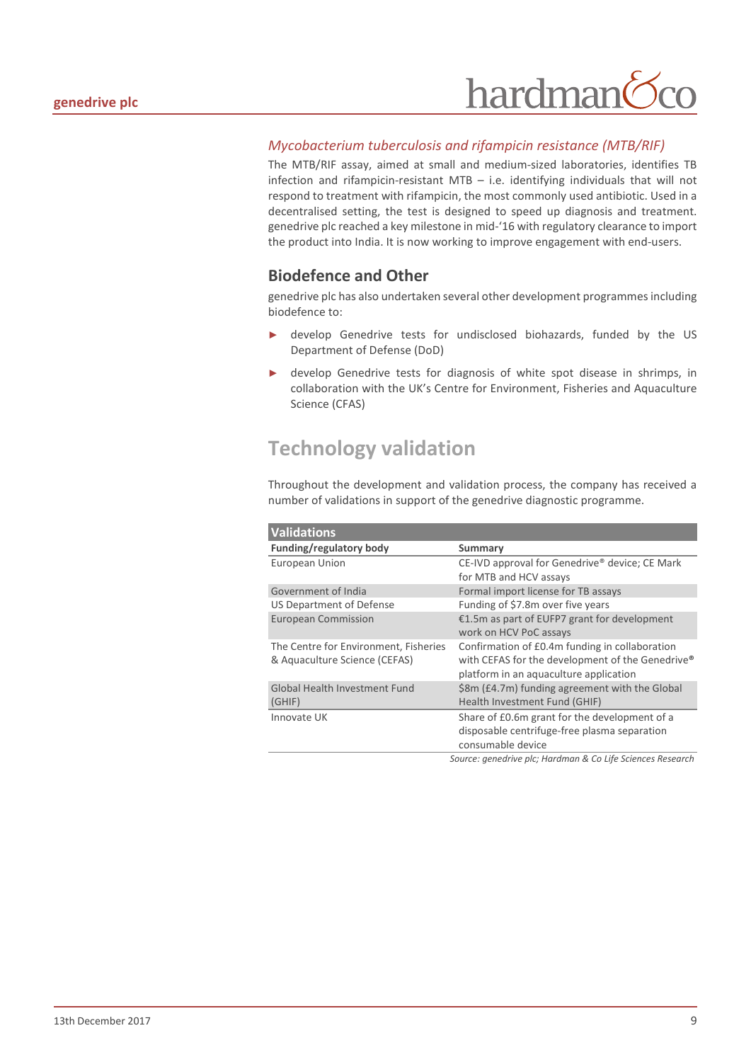### *Mycobacterium tuberculosis and rifampicin resistance (MTB/RIF)*

The MTB/RIF assay, aimed at small and medium-sized laboratories, identifies TB infection and rifampicin-resistant MTB – i.e. identifying individuals that will not respond to treatment with rifampicin, the most commonly used antibiotic. Used in a decentralised setting, the test is designed to speed up diagnosis and treatment. genedrive plc reached a key milestone in mid-'16 with regulatory clearance to import the product into India. It is now working to improve engagement with end-users.

## Biodefence and Other

genedrive plc has also undertaken several other development programmes including biodefence to:

- develop Genedrive tests for undisclosed biohazards, funded by the US Department of Defense (DoD)
- develop Genedrive tests for diagnosis of white spot disease in shrimps, in collaboration with the UK's Centre for Environment, Fisheries and Aquaculture Science (CFAS)

# Technology validation

Throughout the development and validation process, the company has received a number of validations in support of the genedrive diagnostic programme.

**Validations**

| Funding/regulatory body | Summary |
|---|---|
| European Union | CE-IVD approval for Genedrive® device; CE Mark for MTB and HCV assays |
| Government of India | Formal import license for TB assays |
| US Department of Defense | Funding of $7.8m over five years |
| European Commission | €1.5m as part of EUFP7 grant for development work on HCV PoC assays |
| The Centre for Environment, Fisheries & Aquaculture Science (CEFAS) | Confirmation of £0.4m funding in collaboration with CEFAS for the development of the Genedrive® platform in an aquaculture application |
| Global Health Investment Fund (GHIF) | $8m (£4.7m) funding agreement with the Global Health Investment Fund (GHIF) |
| Innovate UK | Share of £0.6m grant for the development of a disposable centrifuge-free plasma separation consumable device |

*Source: genedrive plc; Hardman & Co Life Sciences Research*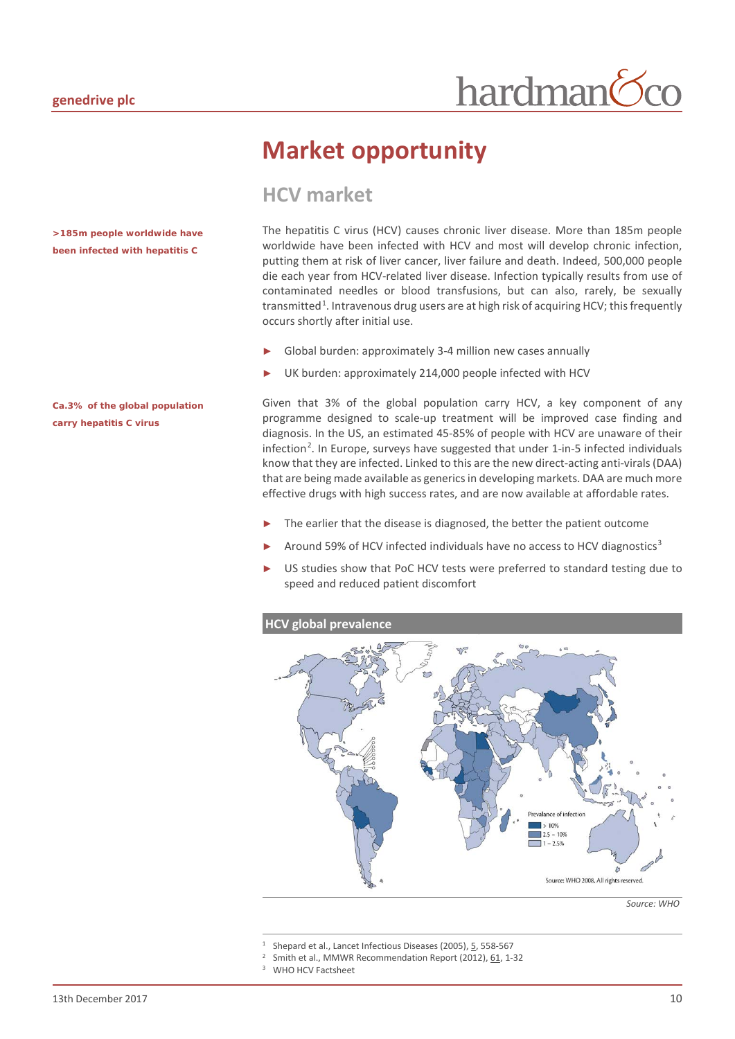# Market opportunity

## HCV market

**>185m people worldwide have been infected with hepatitis C**

The hepatitis C virus (HCV) causes chronic liver disease. More than 185m people worldwide have been infected with HCV and most will develop chronic infection, putting them at risk of liver cancer, liver failure and death. Indeed, 500,000 people die each year from HCV-related liver disease. Infection typically results from use of contaminated needles or blood transfusions, but can also, rarely, be sexually transmitted[1]. Intravenous drug users are at high risk of acquiring HCV; this frequently occurs shortly after initial use.

- Global burden: approximately 3-4 million new cases annually
- UK burden: approximately 214,000 people infected with HCV

**Ca.3% of the global population carry hepatitis C virus**

Given that 3% of the global population carry HCV, a key component of any programme designed to scale-up treatment will be improved case finding and diagnosis. In the US, an estimated 45-85% of people with HCV are unaware of their infection[2]. In Europe, surveys have suggested that under 1-in-5 infected individuals know that they are infected. Linked to this are the new direct-acting anti-virals (DAA) that are being made available as generics in developing markets. DAA are much more effective drugs with high success rates, and are now available at affordable rates.

- The earlier that the disease is diagnosed, the better the patient outcome
- Around 59% of HCV infected individuals have no access to HCV diagnostics[3]
- US studies show that PoC HCV tests were preferred to standard testing due to speed and reduced patient discomfort

**HCV global prevalence**

Prevalence of infection: > 10%; 2.5 – 10%; 1 – 2.5%

Source: WHO 2008, All rights reserved.

*Source: WHO*

---

[1] Shepard et al., Lancet Infectious Diseases (2005), 5, 558-567
[2] Smith et al., MMWR Recommendation Report (2012), 61, 1-32
[3] WHO HCV Factsheet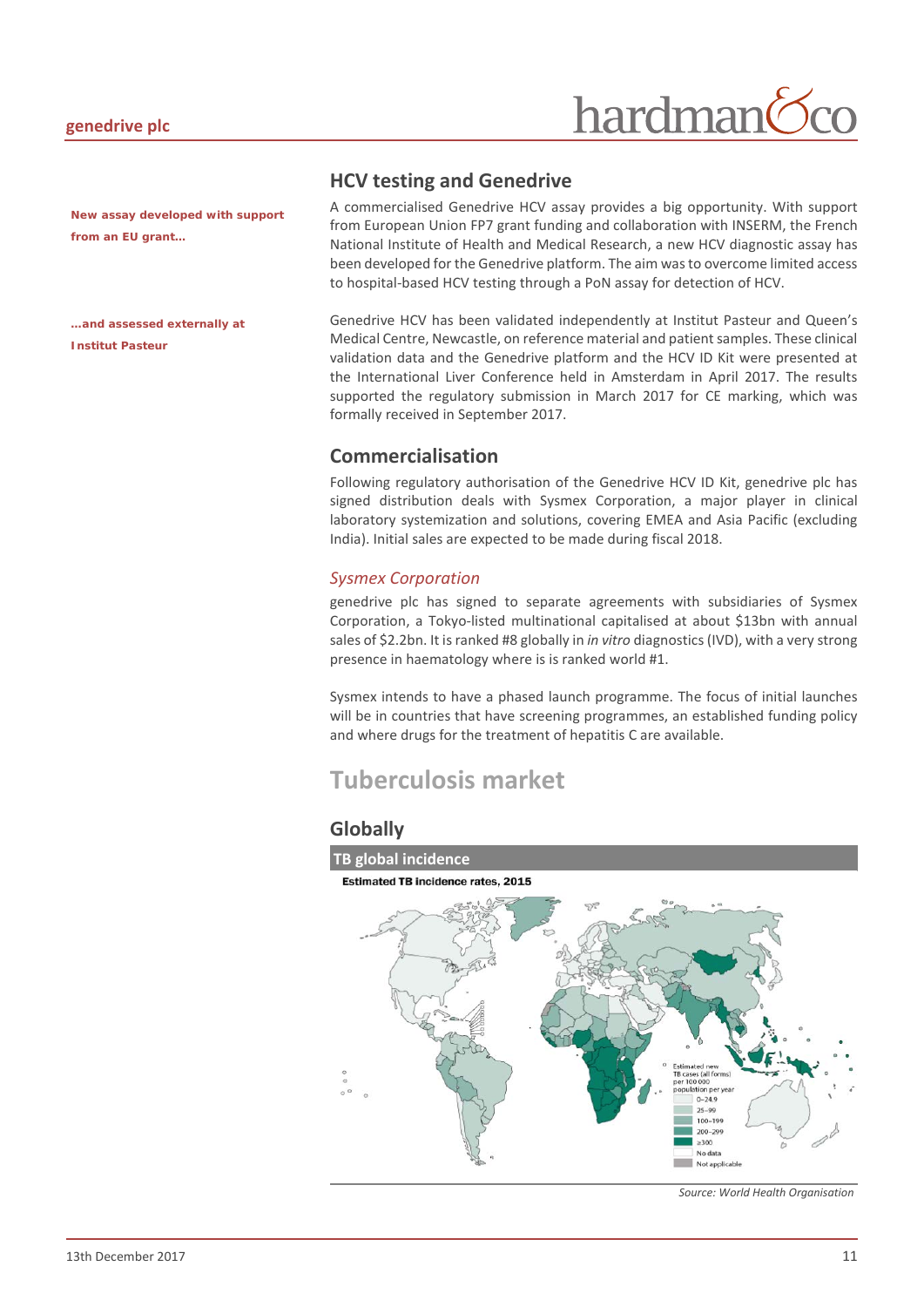## HCV testing and Genedrive

**New assay developed with support from an EU grant…**

A commercialised Genedrive HCV assay provides a big opportunity. With support from European Union FP7 grant funding and collaboration with INSERM, the French National Institute of Health and Medical Research, a new HCV diagnostic assay has been developed for the Genedrive platform. The aim was to overcome limited access to hospital-based HCV testing through a PoN assay for detection of HCV.

**…and assessed externally at Institut Pasteur**

Genedrive HCV has been validated independently at Institut Pasteur and Queen's Medical Centre, Newcastle, on reference material and patient samples. These clinical validation data and the Genedrive platform and the HCV ID Kit were presented at the International Liver Conference held in Amsterdam in April 2017. The results supported the regulatory submission in March 2017 for CE marking, which was formally received in September 2017.

## Commercialisation

Following regulatory authorisation of the Genedrive HCV ID Kit, genedrive plc has signed distribution deals with Sysmex Corporation, a major player in clinical laboratory systemization and solutions, covering EMEA and Asia Pacific (excluding India). Initial sales are expected to be made during fiscal 2018.

### *Sysmex Corporation*

genedrive plc has signed to separate agreements with subsidiaries of Sysmex Corporation, a Tokyo-listed multinational capitalised at about $13bn with annual sales of $2.2bn. It is ranked #8 globally in *in vitro* diagnostics (IVD), with a very strong presence in haematology where is is ranked world #1.

Sysmex intends to have a phased launch programme. The focus of initial launches will be in countries that have screening programmes, an established funding policy and where drugs for the treatment of hepatitis C are available.

# Tuberculosis market

## Globally

**TB global incidence**

**Estimated TB incidence rates, 2015**

Estimated new TB cases (all forms) per 100 000 population per year: 0–24.9; 25–99; 100–199; 200–299; ≥300; No data; Not applicable

*Source: World Health Organisation*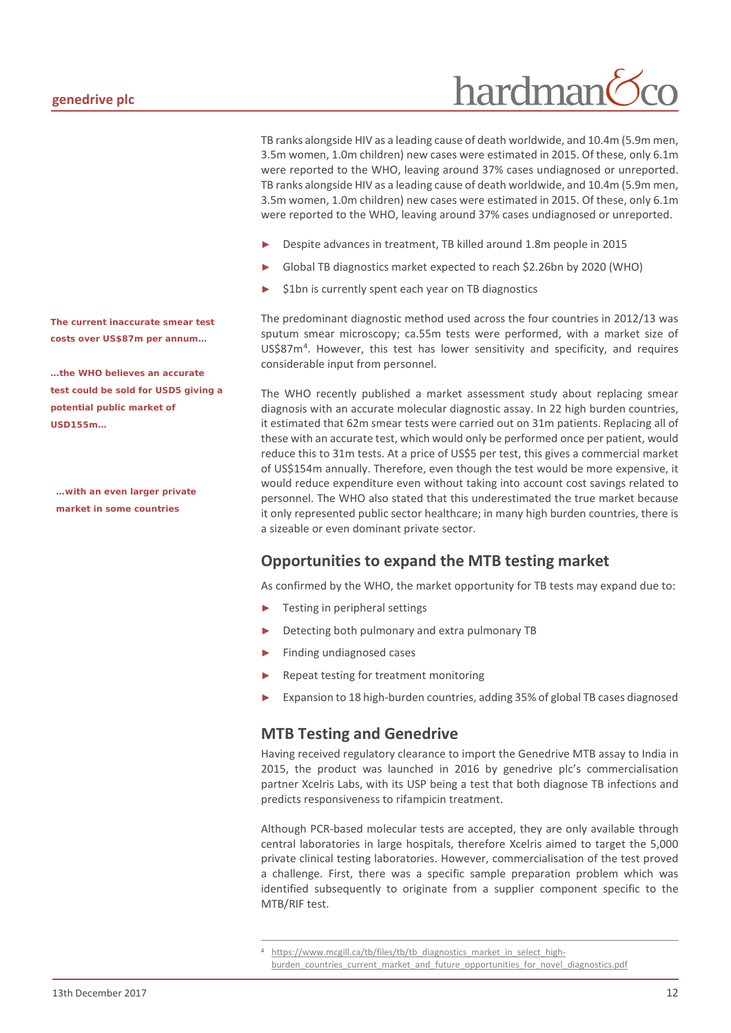TB ranks alongside HIV as a leading cause of death worldwide, and 10.4m (5.9m men, 3.5m women, 1.0m children) new cases were estimated in 2015. Of these, only 6.1m were reported to the WHO, leaving around 37% cases undiagnosed or unreported. TB ranks alongside HIV as a leading cause of death worldwide, and 10.4m (5.9m men, 3.5m women, 1.0m children) new cases were estimated in 2015. Of these, only 6.1m were reported to the WHO, leaving around 37% cases undiagnosed or unreported.

- Despite advances in treatment, TB killed around 1.8m people in 2015
- Global TB diagnostics market expected to reach $2.26bn by 2020 (WHO)
- $1bn is currently spent each year on TB diagnostics

**The current inaccurate smear test costs over US$87m per annum…**

The predominant diagnostic method used across the four countries in 2012/13 was sputum smear microscopy; ca.55m tests were performed, with a market size of US$87m[4]. However, this test has lower sensitivity and specificity, and requires considerable input from personnel.

**…the WHO believes an accurate test could be sold for USD5 giving a potential public market of USD155m…**

**…with an even larger private market in some countries**

The WHO recently published a market assessment study about replacing smear diagnosis with an accurate molecular diagnostic assay. In 22 high burden countries, it estimated that 62m smear tests were carried out on 31m patients. Replacing all of these with an accurate test, which would only be performed once per patient, would reduce this to 31m tests. At a price of US$5 per test, this gives a commercial market of US$154m annually. Therefore, even though the test would be more expensive, it would reduce expenditure even without taking into account cost savings related to personnel. The WHO also stated that this underestimated the true market because it only represented public sector healthcare; in many high burden countries, there is a sizeable or even dominant private sector.

## Opportunities to expand the MTB testing market

As confirmed by the WHO, the market opportunity for TB tests may expand due to:

- Testing in peripheral settings
- Detecting both pulmonary and extra pulmonary TB
- Finding undiagnosed cases
- Repeat testing for treatment monitoring
- Expansion to 18 high-burden countries, adding 35% of global TB cases diagnosed

## MTB Testing and Genedrive

Having received regulatory clearance to import the Genedrive MTB assay to India in 2015, the product was launched in 2016 by genedrive plc's commercialisation partner Xcelris Labs, with its USP being a test that both diagnose TB infections and predicts responsiveness to rifampicin treatment.

Although PCR-based molecular tests are accepted, they are only available through central laboratories in large hospitals, therefore Xcelris aimed to target the 5,000 private clinical testing laboratories. However, commercialisation of the test proved a challenge. First, there was a specific sample preparation problem which was identified subsequently to originate from a supplier component specific to the MTB/RIF test.

[4] https://www.mcgill.ca/tb/files/tb/tb_diagnostics_market_in_select_high-burden_countries_current_market_and_future_opportunities_for_novel_diagnostics.pdf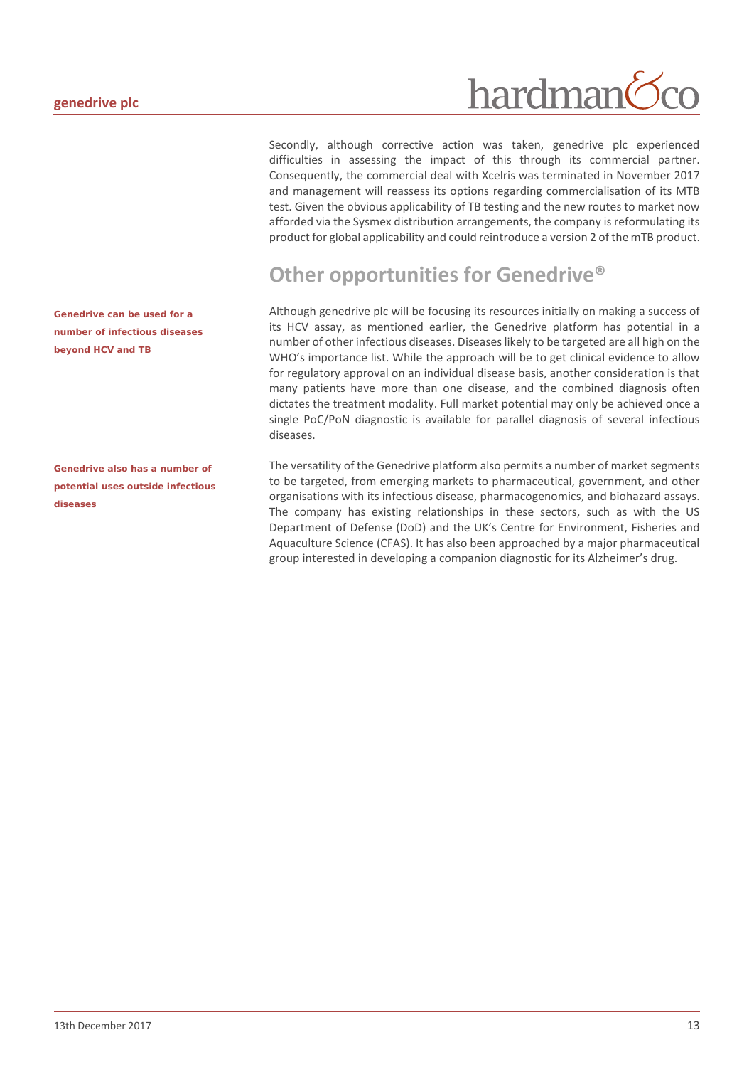Secondly, although corrective action was taken, genedrive plc experienced difficulties in assessing the impact of this through its commercial partner. Consequently, the commercial deal with Xcelris was terminated in November 2017 and management will reassess its options regarding commercialisation of its MTB test. Given the obvious applicability of TB testing and the new routes to market now afforded via the Sysmex distribution arrangements, the company is reformulating its product for global applicability and could reintroduce a version 2 of the mTB product.

## Other opportunities for Genedrive®

**Genedrive can be used for a number of infectious diseases beyond HCV and TB**

Although genedrive plc will be focusing its resources initially on making a success of its HCV assay, as mentioned earlier, the Genedrive platform has potential in a number of other infectious diseases. Diseases likely to be targeted are all high on the WHO's importance list. While the approach will be to get clinical evidence to allow for regulatory approval on an individual disease basis, another consideration is that many patients have more than one disease, and the combined diagnosis often dictates the treatment modality. Full market potential may only be achieved once a single PoC/PoN diagnostic is available for parallel diagnosis of several infectious diseases.

**Genedrive also has a number of potential uses outside infectious diseases**

The versatility of the Genedrive platform also permits a number of market segments to be targeted, from emerging markets to pharmaceutical, government, and other organisations with its infectious disease, pharmacogenomics, and biohazard assays. The company has existing relationships in these sectors, such as with the US Department of Defense (DoD) and the UK's Centre for Environment, Fisheries and Aquaculture Science (CFAS). It has also been approached by a major pharmaceutical group interested in developing a companion diagnostic for its Alzheimer's drug.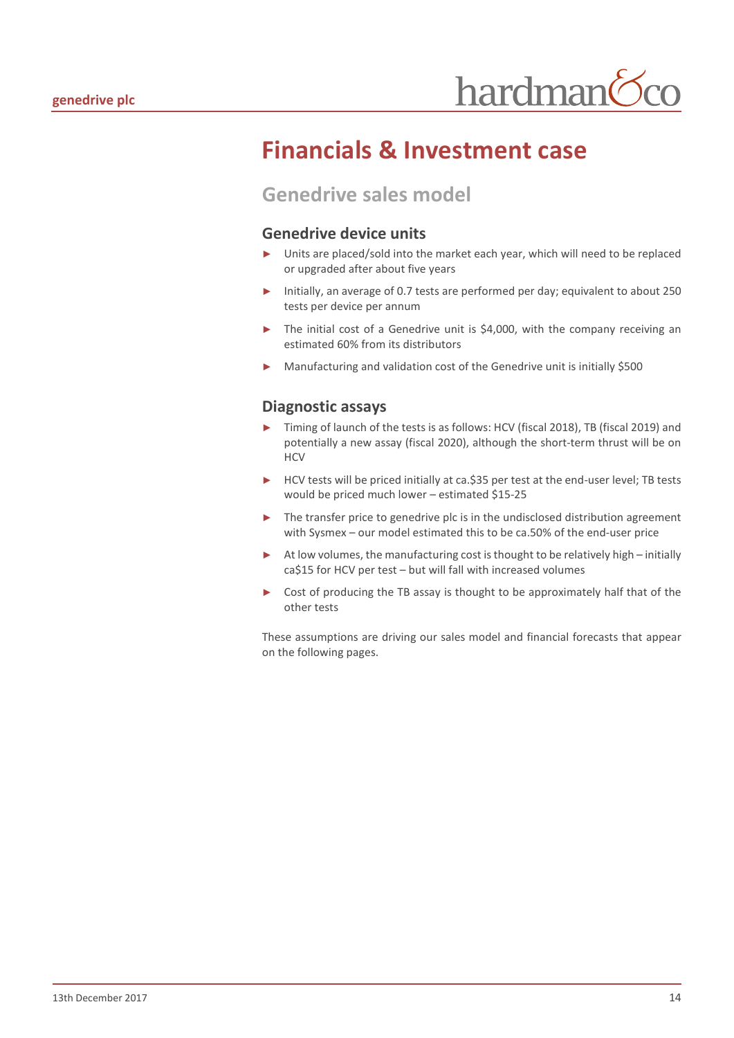# Financials & Investment case

## Genedrive sales model

### Genedrive device units

- Units are placed/sold into the market each year, which will need to be replaced or upgraded after about five years
- Initially, an average of 0.7 tests are performed per day; equivalent to about 250 tests per device per annum
- The initial cost of a Genedrive unit is $4,000, with the company receiving an estimated 60% from its distributors
- Manufacturing and validation cost of the Genedrive unit is initially $500

### Diagnostic assays

- Timing of launch of the tests is as follows: HCV (fiscal 2018), TB (fiscal 2019) and potentially a new assay (fiscal 2020), although the short-term thrust will be on HCV
- HCV tests will be priced initially at ca.$35 per test at the end-user level; TB tests would be priced much lower – estimated $15-25
- The transfer price to genedrive plc is in the undisclosed distribution agreement with Sysmex – our model estimated this to be ca.50% of the end-user price
- At low volumes, the manufacturing cost is thought to be relatively high – initially ca$15 for HCV per test – but will fall with increased volumes
- Cost of producing the TB assay is thought to be approximately half that of the other tests

These assumptions are driving our sales model and financial forecasts that appear on the following pages.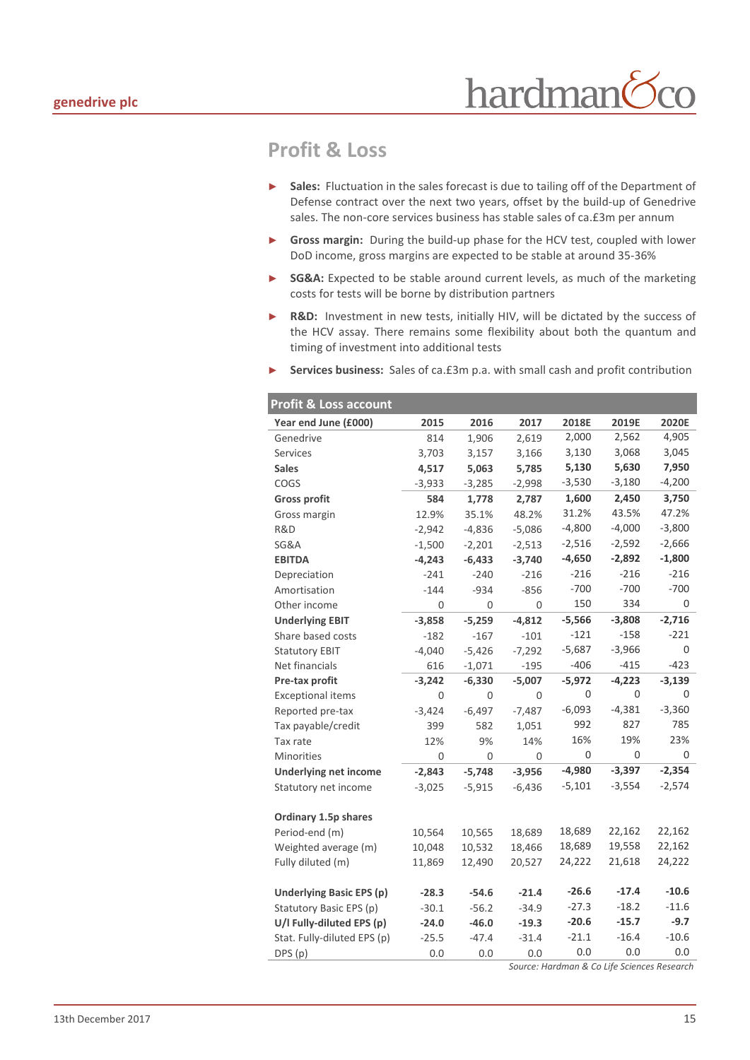## Profit & Loss

- **Sales:** Fluctuation in the sales forecast is due to tailing off of the Department of Defense contract over the next two years, offset by the build-up of Genedrive sales. The non-core services business has stable sales of ca.£3m per annum
- **Gross margin:** During the build-up phase for the HCV test, coupled with lower DoD income, gross margins are expected to be stable at around 35-36%
- **SG&A:** Expected to be stable around current levels, as much of the marketing costs for tests will be borne by distribution partners
- **R&D:** Investment in new tests, initially HIV, will be dictated by the success of the HCV assay. There remains some flexibility about both the quantum and timing of investment into additional tests
- **Services business:** Sales of ca.£3m p.a. with small cash and profit contribution

| Profit & Loss account | | | | | | |
|---|---|---|---|---|---|---|
| **Year end June (£000)** | **2015** | **2016** | **2017** | **2018E** | **2019E** | **2020E** |
| Genedrive | 814 | 1,906 | 2,619 | 2,000 | 2,562 | 4,905 |
| Services | 3,703 | 3,157 | 3,166 | 3,130 | 3,068 | 3,045 |
| **Sales** | **4,517** | **5,063** | **5,785** | **5,130** | **5,630** | **7,950** |
| COGS | -3,933 | -3,285 | -2,998 | -3,530 | -3,180 | -4,200 |
| **Gross profit** | **584** | **1,778** | **2,787** | **1,600** | **2,450** | **3,750** |
| Gross margin | 12.9% | 35.1% | 48.2% | 31.2% | 43.5% | 47.2% |
| R&D | -2,942 | -4,836 | -5,086 | -4,800 | -4,000 | -3,800 |
| SG&A | -1,500 | -2,201 | -2,513 | -2,516 | -2,592 | -2,666 |
| **EBITDA** | **-4,243** | **-6,433** | **-3,740** | **-4,650** | **-2,892** | **-1,800** |
| Depreciation | -241 | -240 | -216 | -216 | -216 | -216 |
| Amortisation | -144 | -934 | -856 | -700 | -700 | -700 |
| Other income | 0 | 0 | 0 | 150 | 334 | 0 |
| **Underlying EBIT** | **-3,858** | **-5,259** | **-4,812** | **-5,566** | **-3,808** | **-2,716** |
| Share based costs | -182 | -167 | -101 | -121 | -158 | -221 |
| Statutory EBIT | -4,040 | -5,426 | -7,292 | -5,687 | -3,966 | 0 |
| Net financials | 616 | -1,071 | -195 | -406 | -415 | -423 |
| **Pre-tax profit** | **-3,242** | **-6,330** | **-5,007** | **-5,972** | **-4,223** | **-3,139** |
| Exceptional items | 0 | 0 | 0 | 0 | 0 | 0 |
| Reported pre-tax | -3,424 | -6,497 | -7,487 | -6,093 | -4,381 | -3,360 |
| Tax payable/credit | 399 | 582 | 1,051 | 992 | 827 | 785 |
| Tax rate | 12% | 9% | 14% | 16% | 19% | 23% |
| Minorities | 0 | 0 | 0 | 0 | 0 | 0 |
| **Underlying net income** | **-2,843** | **-5,748** | **-3,956** | **-4,980** | **-3,397** | **-2,354** |
| Statutory net income | -3,025 | -5,915 | -6,436 | -5,101 | -3,554 | -2,574 |
| | | | | | | |
| **Ordinary 1.5p shares** | | | | | | |
| Period-end (m) | 10,564 | 10,565 | 18,689 | 18,689 | 22,162 | 22,162 |
| Weighted average (m) | 10,048 | 10,532 | 18,466 | 18,689 | 19,558 | 22,162 |
| Fully diluted (m) | 11,869 | 12,490 | 20,527 | 24,222 | 21,618 | 24,222 |
| | | | | | | |
| **Underlying Basic EPS (p)** | **-28.3** | **-54.6** | **-21.4** | **-26.6** | **-17.4** | **-10.6** |
| Statutory Basic EPS (p) | -30.1 | -56.2 | -34.9 | -27.3 | -18.2 | -11.6 |
| **U/I Fully-diluted EPS (p)** | **-24.0** | **-46.0** | **-19.3** | **-20.6** | **-15.7** | **-9.7** |
| Stat. Fully-diluted EPS (p) | -25.5 | -47.4 | -31.4 | -21.1 | -16.4 | -10.6 |
| DPS (p) | 0.0 | 0.0 | 0.0 | 0.0 | 0.0 | 0.0 |

*Source: Hardman & Co Life Sciences Research*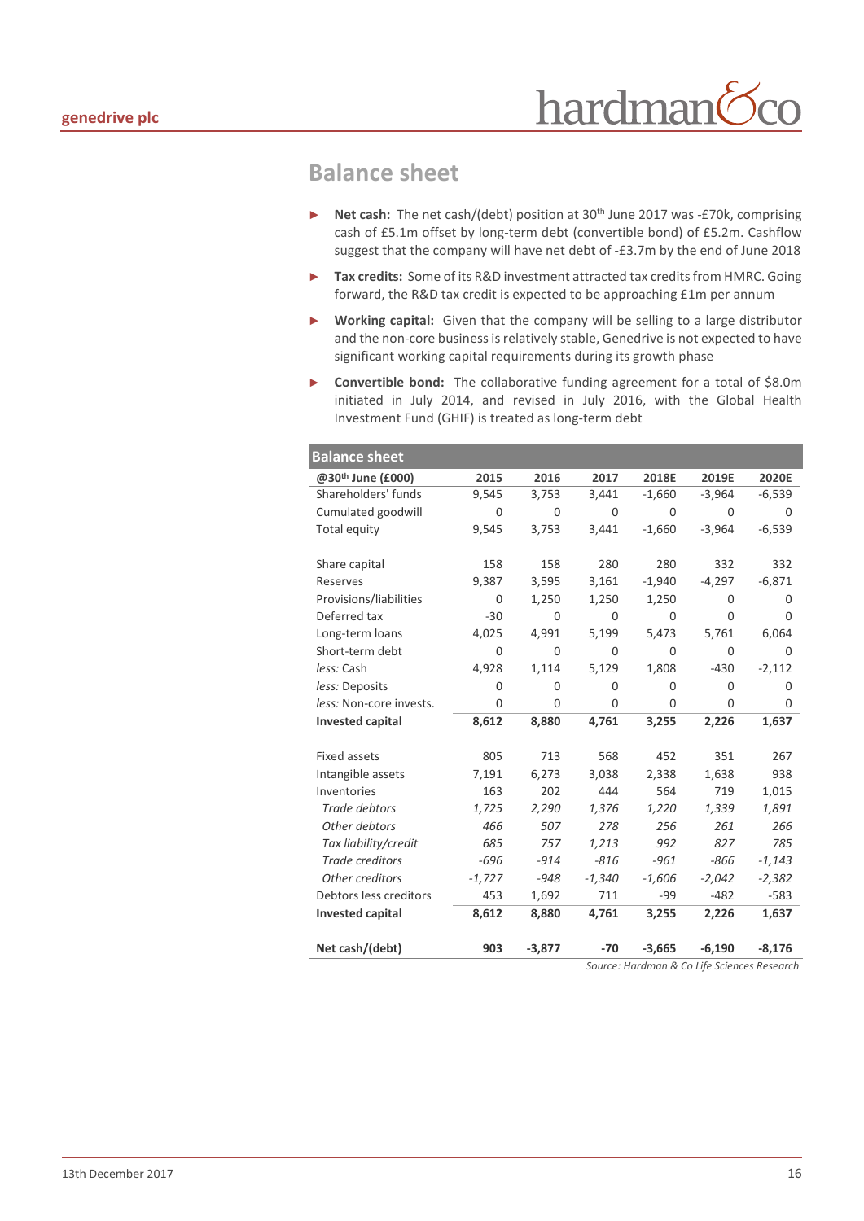## Balance sheet

- **Net cash:** The net cash/(debt) position at 30th June 2017 was -£70k, comprising cash of £5.1m offset by long-term debt (convertible bond) of £5.2m. Cashflow suggest that the company will have net debt of -£3.7m by the end of June 2018
- **Tax credits:** Some of its R&D investment attracted tax credits from HMRC. Going forward, the R&D tax credit is expected to be approaching £1m per annum
- **Working capital:** Given that the company will be selling to a large distributor and the non-core business is relatively stable, Genedrive is not expected to have significant working capital requirements during its growth phase
- **Convertible bond:** The collaborative funding agreement for a total of \$8.0m initiated in July 2014, and revised in July 2016, with the Global Health Investment Fund (GHIF) is treated as long-term debt

| Balance sheet | | | | | | |
|---|---|---|---|---|---|---|
| **@30th June (£000)** | **2015** | **2016** | **2017** | **2018E** | **2019E** | **2020E** |
| Shareholders' funds | 9,545 | 3,753 | 3,441 | -1,660 | -3,964 | -6,539 |
| Cumulated goodwill | 0 | 0 | 0 | 0 | 0 | 0 |
| Total equity | 9,545 | 3,753 | 3,441 | -1,660 | -3,964 | -6,539 |
| | | | | | | |
| Share capital | 158 | 158 | 280 | 280 | 332 | 332 |
| Reserves | 9,387 | 3,595 | 3,161 | -1,940 | -4,297 | -6,871 |
| Provisions/liabilities | 0 | 1,250 | 1,250 | 1,250 | 0 | 0 |
| Deferred tax | -30 | 0 | 0 | 0 | 0 | 0 |
| Long-term loans | 4,025 | 4,991 | 5,199 | 5,473 | 5,761 | 6,064 |
| Short-term debt | 0 | 0 | 0 | 0 | 0 | 0 |
| *less:* Cash | 4,928 | 1,114 | 5,129 | 1,808 | -430 | -2,112 |
| *less:* Deposits | 0 | 0 | 0 | 0 | 0 | 0 |
| *less:* Non-core invests. | 0 | 0 | 0 | 0 | 0 | 0 |
| **Invested capital** | **8,612** | **8,880** | **4,761** | **3,255** | **2,226** | **1,637** |
| | | | | | | |
| Fixed assets | 805 | 713 | 568 | 452 | 351 | 267 |
| Intangible assets | 7,191 | 6,273 | 3,038 | 2,338 | 1,638 | 938 |
| Inventories | 163 | 202 | 444 | 564 | 719 | 1,015 |
| *Trade debtors* | *1,725* | *2,290* | *1,376* | *1,220* | *1,339* | *1,891* |
| *Other debtors* | *466* | *507* | *278* | *256* | *261* | *266* |
| *Tax liability/credit* | *685* | *757* | *1,213* | *992* | *827* | *785* |
| *Trade creditors* | *-696* | *-914* | *-816* | *-961* | *-866* | *-1,143* |
| *Other creditors* | *-1,727* | *-948* | *-1,340* | *-1,606* | *-2,042* | *-2,382* |
| Debtors less creditors | 453 | 1,692 | 711 | -99 | -482 | -583 |
| **Invested capital** | **8,612** | **8,880** | **4,761** | **3,255** | **2,226** | **1,637** |
| | | | | | | |
| **Net cash/(debt)** | **903** | **-3,877** | **-70** | **-3,665** | **-6,190** | **-8,176** |

*Source: Hardman & Co Life Sciences Research*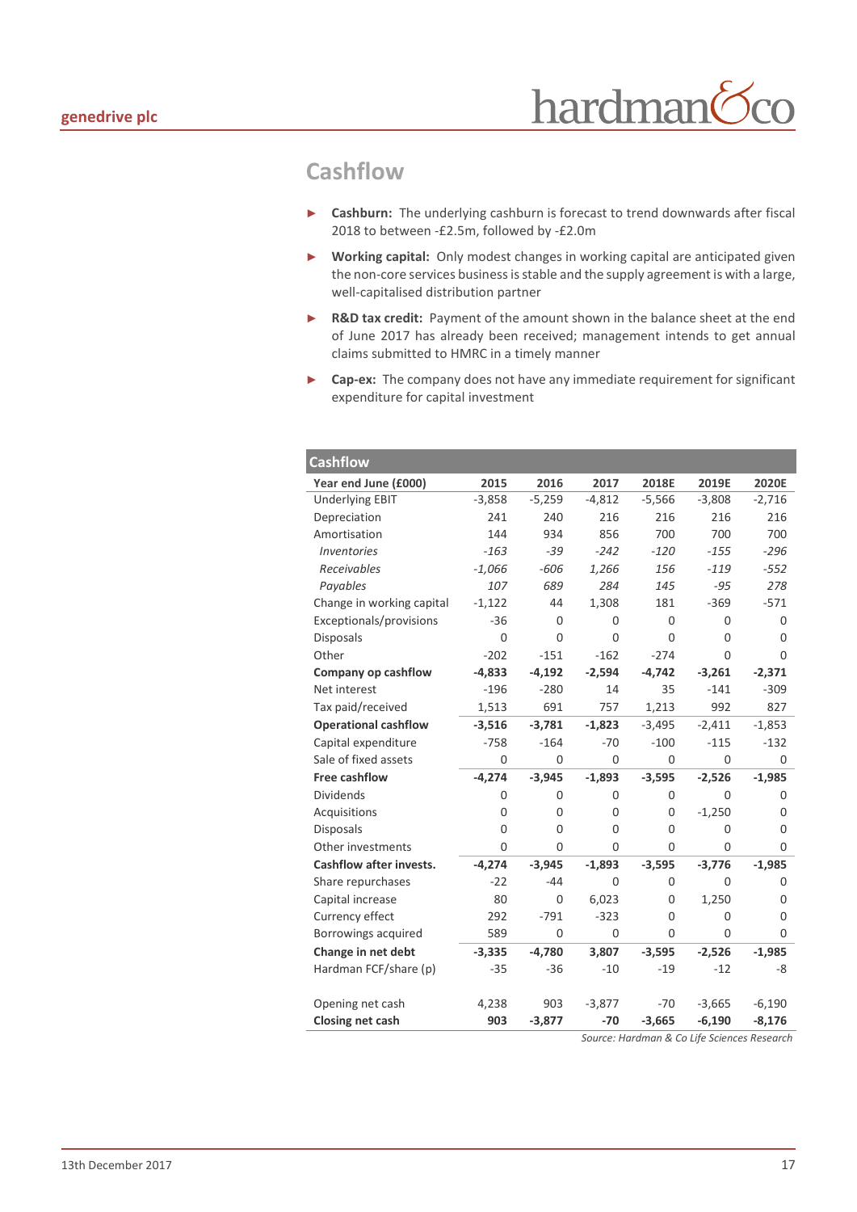## Cashflow

- **Cashburn:** The underlying cashburn is forecast to trend downwards after fiscal 2018 to between -£2.5m, followed by -£2.0m
- **Working capital:** Only modest changes in working capital are anticipated given the non-core services business is stable and the supply agreement is with a large, well-capitalised distribution partner
- **R&D tax credit:** Payment of the amount shown in the balance sheet at the end of June 2017 has already been received; management intends to get annual claims submitted to HMRC in a timely manner
- **Cap-ex:** The company does not have any immediate requirement for significant expenditure for capital investment

| Cashflow | | | | | | |
|---|---|---|---|---|---|---|
| **Year end June (£000)** | **2015** | **2016** | **2017** | **2018E** | **2019E** | **2020E** |
| Underlying EBIT | -3,858 | -5,259 | -4,812 | -5,566 | -3,808 | -2,716 |
| Depreciation | 241 | 240 | 216 | 216 | 216 | 216 |
| Amortisation | 144 | 934 | 856 | 700 | 700 | 700 |
| *Inventories* | *-163* | *-39* | *-242* | *-120* | *-155* | *-296* |
| *Receivables* | *-1,066* | *-606* | *1,266* | *156* | *-119* | *-552* |
| *Payables* | *107* | *689* | *284* | *145* | *-95* | *278* |
| Change in working capital | -1,122 | 44 | 1,308 | 181 | -369 | -571 |
| Exceptionals/provisions | -36 | 0 | 0 | 0 | 0 | 0 |
| Disposals | 0 | 0 | 0 | 0 | 0 | 0 |
| Other | -202 | -151 | -162 | -274 | 0 | 0 |
| **Company op cashflow** | **-4,833** | **-4,192** | **-2,594** | **-4,742** | **-3,261** | **-2,371** |
| Net interest | -196 | -280 | 14 | 35 | -141 | -309 |
| Tax paid/received | 1,513 | 691 | 757 | 1,213 | 992 | 827 |
| **Operational cashflow** | **-3,516** | **-3,781** | **-1,823** | -3,495 | -2,411 | -1,853 |
| Capital expenditure | -758 | -164 | -70 | -100 | -115 | -132 |
| Sale of fixed assets | 0 | 0 | 0 | 0 | 0 | 0 |
| **Free cashflow** | **-4,274** | **-3,945** | **-1,893** | **-3,595** | **-2,526** | **-1,985** |
| Dividends | 0 | 0 | 0 | 0 | 0 | 0 |
| Acquisitions | 0 | 0 | 0 | 0 | -1,250 | 0 |
| Disposals | 0 | 0 | 0 | 0 | 0 | 0 |
| Other investments | 0 | 0 | 0 | 0 | 0 | 0 |
| **Cashflow after invests.** | **-4,274** | **-3,945** | **-1,893** | **-3,595** | **-3,776** | **-1,985** |
| Share repurchases | -22 | -44 | 0 | 0 | 0 | 0 |
| Capital increase | 80 | 0 | 6,023 | 0 | 1,250 | 0 |
| Currency effect | 292 | -791 | -323 | 0 | 0 | 0 |
| Borrowings acquired | 589 | 0 | 0 | 0 | 0 | 0 |
| **Change in net debt** | **-3,335** | **-4,780** | **3,807** | **-3,595** | **-2,526** | **-1,985** |
| Hardman FCF/share (p) | -35 | -36 | -10 | -19 | -12 | -8 |
| | | | | | | |
| Opening net cash | 4,238 | 903 | -3,877 | -70 | -3,665 | -6,190 |
| **Closing net cash** | **903** | **-3,877** | **-70** | **-3,665** | **-6,190** | **-8,176** |

*Source: Hardman & Co Life Sciences Research*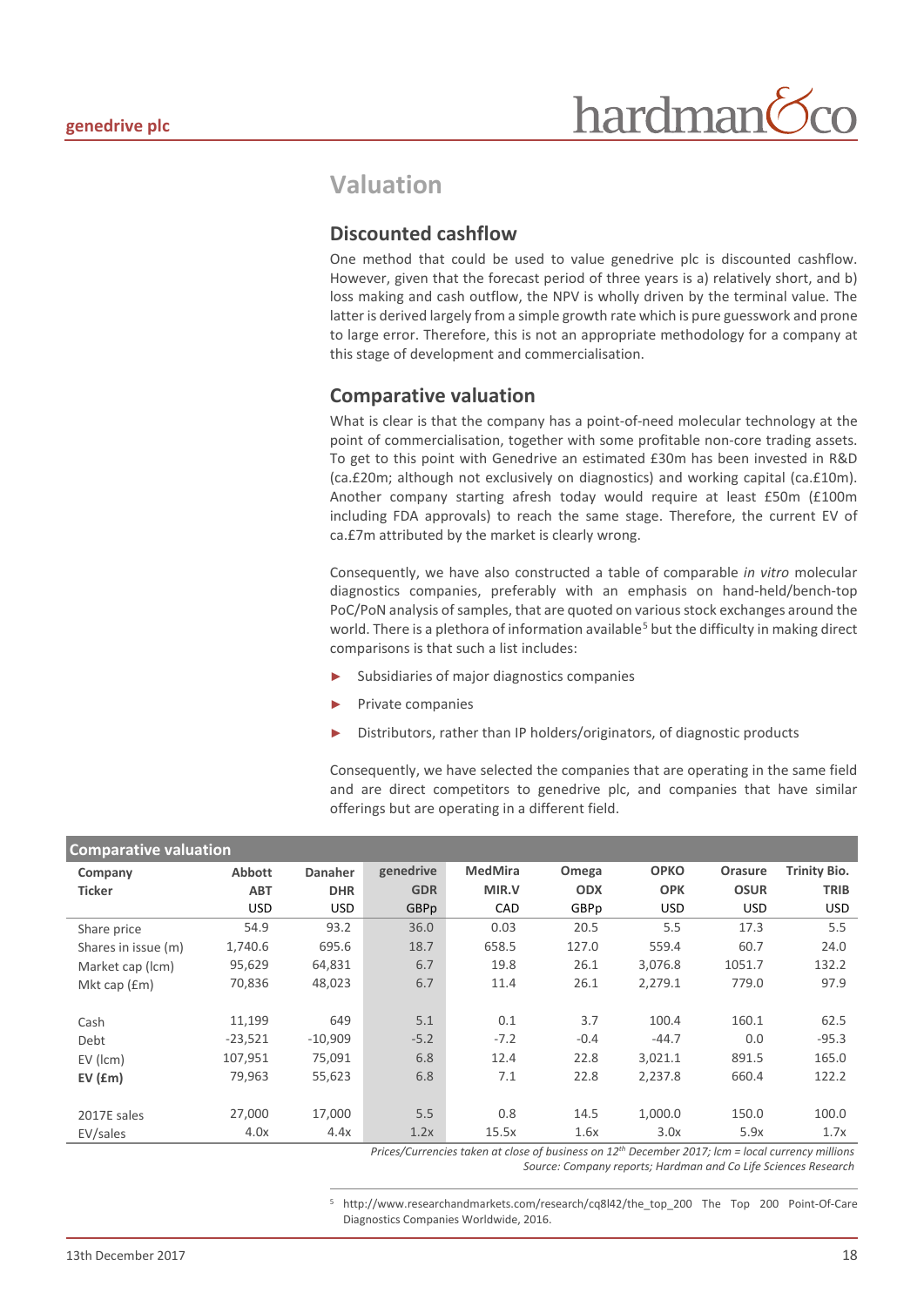# Valuation

## Discounted cashflow

One method that could be used to value genedrive plc is discounted cashflow. However, given that the forecast period of three years is a) relatively short, and b) loss making and cash outflow, the NPV is wholly driven by the terminal value. The latter is derived largely from a simple growth rate which is pure guesswork and prone to large error. Therefore, this is not an appropriate methodology for a company at this stage of development and commercialisation.

## Comparative valuation

What is clear is that the company has a point-of-need molecular technology at the point of commercialisation, together with some profitable non-core trading assets. To get to this point with Genedrive an estimated £30m has been invested in R&D (ca.£20m; although not exclusively on diagnostics) and working capital (ca.£10m). Another company starting afresh today would require at least £50m (£100m including FDA approvals) to reach the same stage. Therefore, the current EV of ca.£7m attributed by the market is clearly wrong.

Consequently, we have also constructed a table of comparable *in vitro* molecular diagnostics companies, preferably with an emphasis on hand-held/bench-top PoC/PoN analysis of samples, that are quoted on various stock exchanges around the world. There is a plethora of information available[5] but the difficulty in making direct comparisons is that such a list includes:

- Subsidiaries of major diagnostics companies
- Private companies
- Distributors, rather than IP holders/originators, of diagnostic products

Consequently, we have selected the companies that are operating in the same field and are direct competitors to genedrive plc, and companies that have similar offerings but are operating in a different field.

**Comparative valuation**

| Company | Abbott | Danaher | genedrive | MedMira | Omega | OPKO | Orasure | Trinity Bio. |
|---|---|---|---|---|---|---|---|---|
| Ticker | ABT | DHR | GDR | MIR.V | ODX | OPK | OSUR | TRIB |
| | USD | USD | GBPp | CAD | GBPp | USD | USD | USD |
| Share price | 54.9 | 93.2 | 36.0 | 0.03 | 20.5 | 5.5 | 17.3 | 5.5 |
| Shares in issue (m) | 1,740.6 | 695.6 | 18.7 | 658.5 | 127.0 | 559.4 | 60.7 | 24.0 |
| Market cap (lcm) | 95,629 | 64,831 | 6.7 | 19.8 | 26.1 | 3,076.8 | 1051.7 | 132.2 |
| Mkt cap (£m) | 70,836 | 48,023 | 6.7 | 11.4 | 26.1 | 2,279.1 | 779.0 | 97.9 |
| | | | | | | | | |
| Cash | 11,199 | 649 | 5.1 | 0.1 | 3.7 | 100.4 | 160.1 | 62.5 |
| Debt | -23,521 | -10,909 | -5.2 | -7.2 | -0.4 | -44.7 | 0.0 | -95.3 |
| EV (lcm) | 107,951 | 75,091 | 6.8 | 12.4 | 22.8 | 3,021.1 | 891.5 | 165.0 |
| **EV (£m)** | 79,963 | 55,623 | 6.8 | 7.1 | 22.8 | 2,237.8 | 660.4 | 122.2 |
| | | | | | | | | |
| 2017E sales | 27,000 | 17,000 | 5.5 | 0.8 | 14.5 | 1,000.0 | 150.0 | 100.0 |
| EV/sales | 4.0x | 4.4x | 1.2x | 15.5x | 1.6x | 3.0x | 5.9x | 1.7x |

*Prices/Currencies taken at close of business on 12th December 2017; lcm = local currency millions*
*Source: Company reports; Hardman and Co Life Sciences Research*

[5] http://www.researchandmarkets.com/research/cq8l42/the_top_200 The Top 200 Point-Of-Care Diagnostics Companies Worldwide, 2016.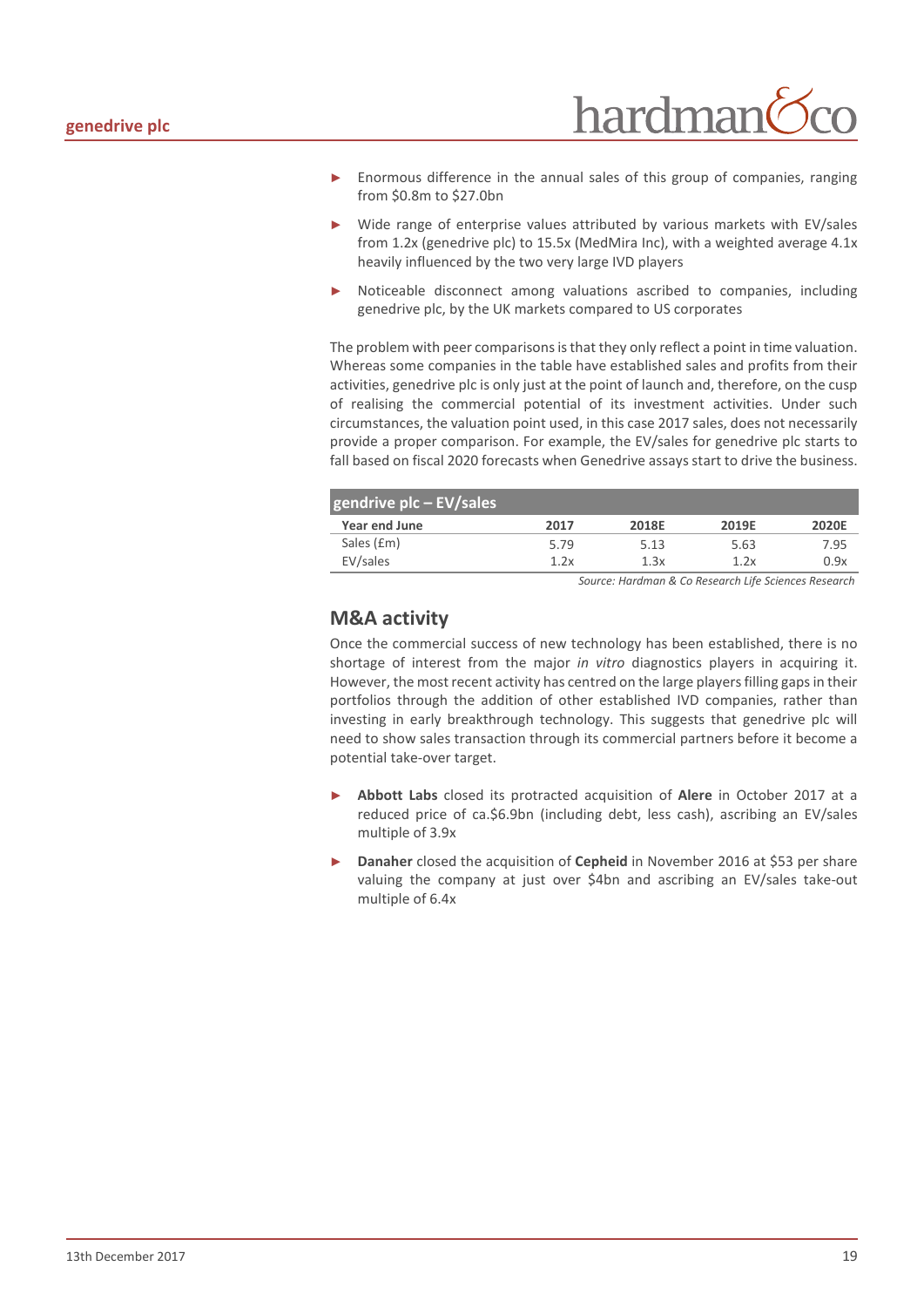- Enormous difference in the annual sales of this group of companies, ranging from $0.8m to $27.0bn
- Wide range of enterprise values attributed by various markets with EV/sales from 1.2x (genedrive plc) to 15.5x (MedMira Inc), with a weighted average 4.1x heavily influenced by the two very large IVD players
- Noticeable disconnect among valuations ascribed to companies, including genedrive plc, by the UK markets compared to US corporates

The problem with peer comparisons is that they only reflect a point in time valuation. Whereas some companies in the table have established sales and profits from their activities, genedrive plc is only just at the point of launch and, therefore, on the cusp of realising the commercial potential of its investment activities. Under such circumstances, the valuation point used, in this case 2017 sales, does not necessarily provide a proper comparison. For example, the EV/sales for genedrive plc starts to fall based on fiscal 2020 forecasts when Genedrive assays start to drive the business.

**gendrive plc – EV/sales**

| Year end June | 2017 | 2018E | 2019E | 2020E |
|---|---|---|---|---|
| Sales (£m) | 5.79 | 5.13 | 5.63 | 7.95 |
| EV/sales | 1.2x | 1.3x | 1.2x | 0.9x |

*Source: Hardman & Co Research Life Sciences Research*

## M&A activity

Once the commercial success of new technology has been established, there is no shortage of interest from the major *in vitro* diagnostics players in acquiring it. However, the most recent activity has centred on the large players filling gaps in their portfolios through the addition of other established IVD companies, rather than investing in early breakthrough technology. This suggests that genedrive plc will need to show sales transaction through its commercial partners before it become a potential take-over target.

- **Abbott Labs** closed its protracted acquisition of **Alere** in October 2017 at a reduced price of ca.$6.9bn (including debt, less cash), ascribing an EV/sales multiple of 3.9x
- **Danaher** closed the acquisition of **Cepheid** in November 2016 at $53 per share valuing the company at just over $4bn and ascribing an EV/sales take-out multiple of 6.4x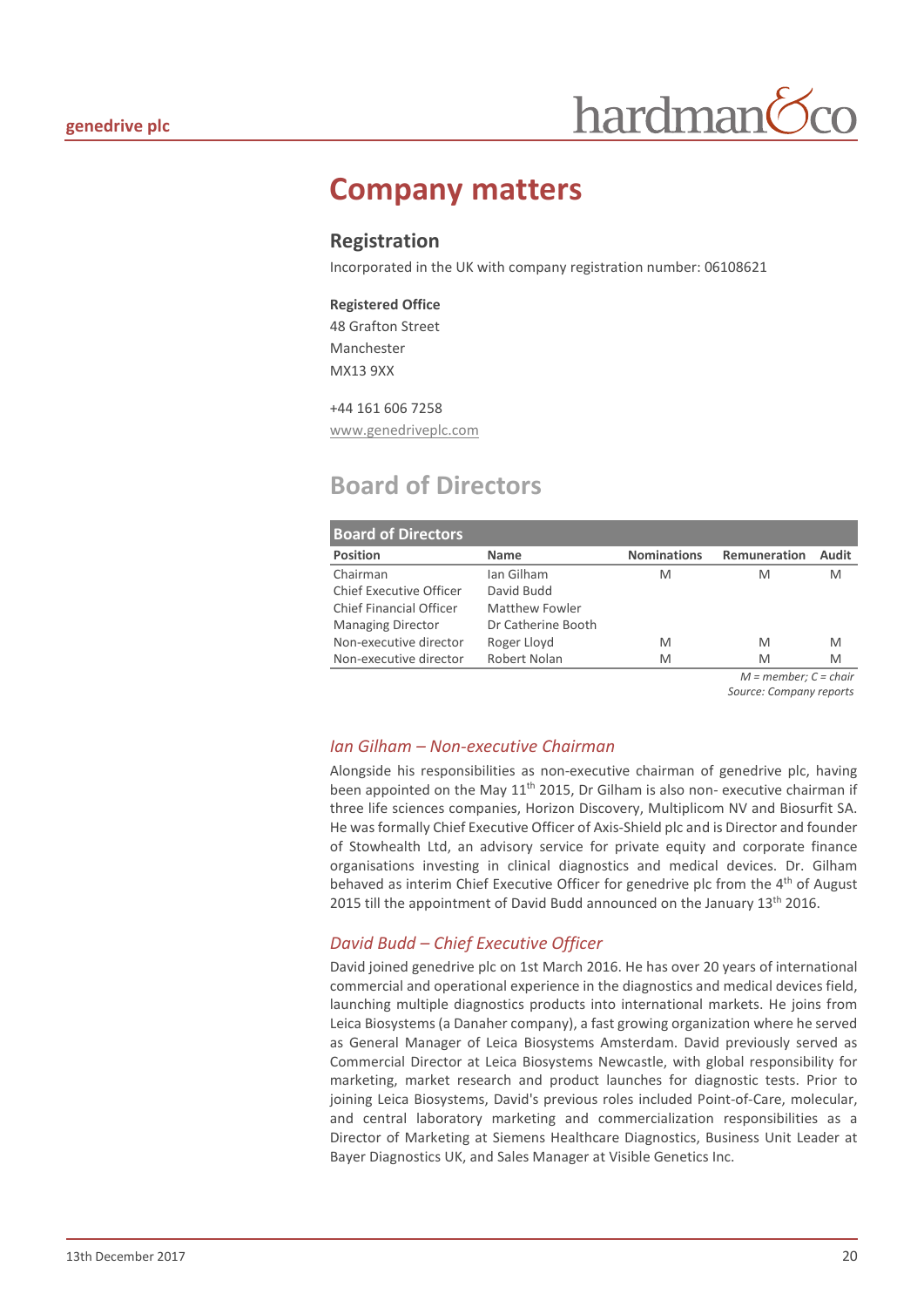# Company matters

## Registration

Incorporated in the UK with company registration number: 06108621

**Registered Office**
48 Grafton Street
Manchester
MX13 9XX

+44 161 606 7258
www.genedriveplc.com

## Board of Directors

| Position | Name | Nominations | Remuneration | Audit |
|---|---|---|---|---|
| Chairman | Ian Gilham | M | M | M |
| Chief Executive Officer | David Budd | | | |
| Chief Financial Officer | Matthew Fowler | | | |
| Managing Director | Dr Catherine Booth | | | |
| Non-executive director | Roger Lloyd | M | M | M |
| Non-executive director | Robert Nolan | M | M | M |

*M = member; C = chair*
*Source: Company reports*

### *Ian Gilham – Non-executive Chairman*

Alongside his responsibilities as non-executive chairman of genedrive plc, having been appointed on the May 11th 2015, Dr Gilham is also non- executive chairman if three life sciences companies, Horizon Discovery, Multiplicom NV and Biosurfit SA. He was formally Chief Executive Officer of Axis-Shield plc and is Director and founder of Stowhealth Ltd, an advisory service for private equity and corporate finance organisations investing in clinical diagnostics and medical devices. Dr. Gilham behaved as interim Chief Executive Officer for genedrive plc from the 4th of August 2015 till the appointment of David Budd announced on the January 13th 2016.

### *David Budd – Chief Executive Officer*

David joined genedrive plc on 1st March 2016. He has over 20 years of international commercial and operational experience in the diagnostics and medical devices field, launching multiple diagnostics products into international markets. He joins from Leica Biosystems (a Danaher company), a fast growing organization where he served as General Manager of Leica Biosystems Amsterdam. David previously served as Commercial Director at Leica Biosystems Newcastle, with global responsibility for marketing, market research and product launches for diagnostic tests. Prior to joining Leica Biosystems, David's previous roles included Point-of-Care, molecular, and central laboratory marketing and commercialization responsibilities as a Director of Marketing at Siemens Healthcare Diagnostics, Business Unit Leader at Bayer Diagnostics UK, and Sales Manager at Visible Genetics Inc.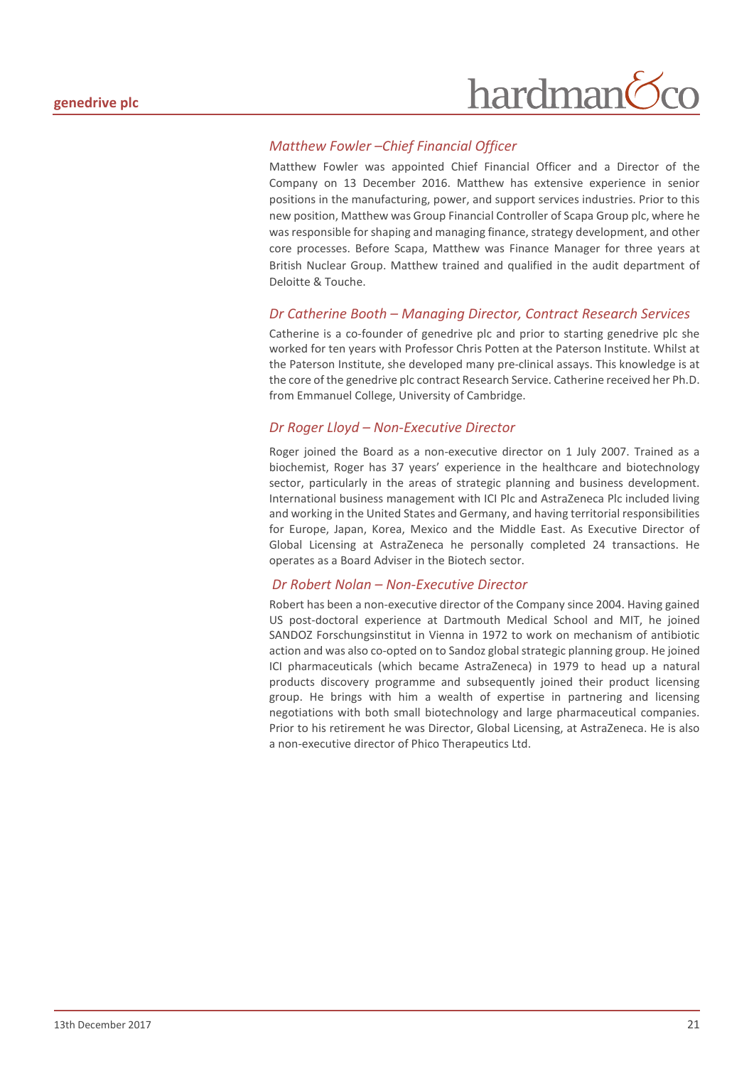### *Matthew Fowler –Chief Financial Officer*

Matthew Fowler was appointed Chief Financial Officer and a Director of the Company on 13 December 2016. Matthew has extensive experience in senior positions in the manufacturing, power, and support services industries. Prior to this new position, Matthew was Group Financial Controller of Scapa Group plc, where he was responsible for shaping and managing finance, strategy development, and other core processes. Before Scapa, Matthew was Finance Manager for three years at British Nuclear Group. Matthew trained and qualified in the audit department of Deloitte & Touche.

### *Dr Catherine Booth – Managing Director, Contract Research Services*

Catherine is a co-founder of genedrive plc and prior to starting genedrive plc she worked for ten years with Professor Chris Potten at the Paterson Institute. Whilst at the Paterson Institute, she developed many pre-clinical assays. This knowledge is at the core of the genedrive plc contract Research Service. Catherine received her Ph.D. from Emmanuel College, University of Cambridge.

### *Dr Roger Lloyd – Non-Executive Director*

Roger joined the Board as a non-executive director on 1 July 2007. Trained as a biochemist, Roger has 37 years' experience in the healthcare and biotechnology sector, particularly in the areas of strategic planning and business development. International business management with ICI Plc and AstraZeneca Plc included living and working in the United States and Germany, and having territorial responsibilities for Europe, Japan, Korea, Mexico and the Middle East. As Executive Director of Global Licensing at AstraZeneca he personally completed 24 transactions. He operates as a Board Adviser in the Biotech sector.

### *Dr Robert Nolan – Non-Executive Director*

Robert has been a non-executive director of the Company since 2004. Having gained US post-doctoral experience at Dartmouth Medical School and MIT, he joined SANDOZ Forschungsinstitut in Vienna in 1972 to work on mechanism of antibiotic action and was also co-opted on to Sandoz global strategic planning group. He joined ICI pharmaceuticals (which became AstraZeneca) in 1979 to head up a natural products discovery programme and subsequently joined their product licensing group. He brings with him a wealth of expertise in partnering and licensing negotiations with both small biotechnology and large pharmaceutical companies. Prior to his retirement he was Director, Global Licensing, at AstraZeneca. He is also a non-executive director of Phico Therapeutics Ltd.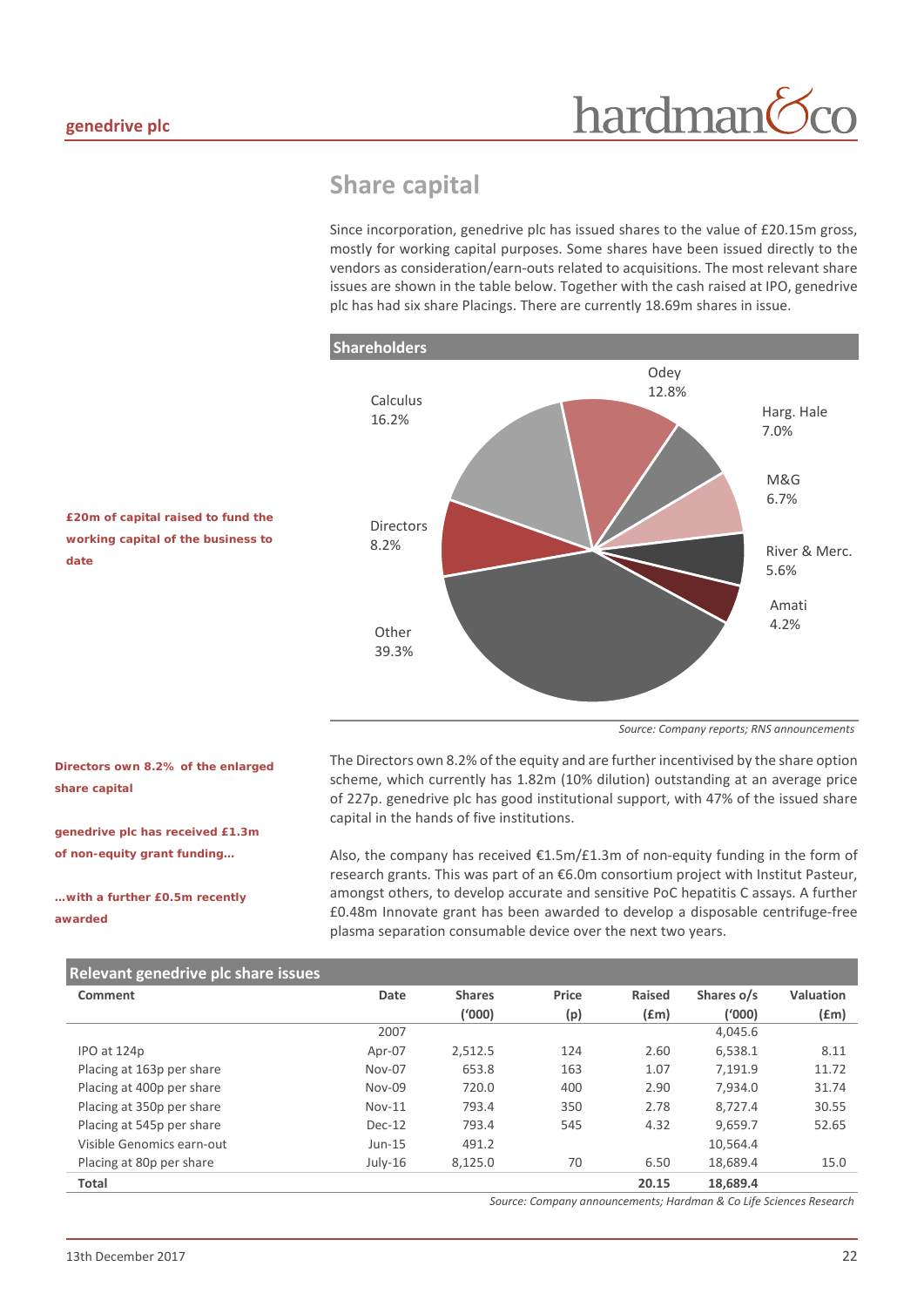## Share capital

Since incorporation, genedrive plc has issued shares to the value of £20.15m gross, mostly for working capital purposes. Some shares have been issued directly to the vendors as consideration/earn-outs related to acquisitions. The most relevant share issues are shown in the table below. Together with the cash raised at IPO, genedrive plc has had six share Placings. There are currently 18.69m shares in issue.

**£20m of capital raised to fund the working capital of the business to date**

**Shareholders**

| Shareholder | % |
|---|---|
| Calculus | 16.2% |
| Odey | 12.8% |
| Harg. Hale | 7.0% |
| M&G | 6.7% |
| River & Merc. | 5.6% |
| Amati | 4.2% |
| Directors | 8.2% |
| Other | 39.3% |

*Source: Company reports; RNS announcements*

**Directors own 8.2% of the enlarged share capital**

The Directors own 8.2% of the equity and are further incentivised by the share option scheme, which currently has 1.82m (10% dilution) outstanding at an average price of 227p. genedrive plc has good institutional support, with 47% of the issued share capital in the hands of five institutions.

**genedrive plc has received £1.3m of non-equity grant funding…**

**…with a further £0.5m recently awarded**

Also, the company has received €1.5m/£1.3m of non-equity funding in the form of research grants. This was part of an €6.0m consortium project with Institut Pasteur, amongst others, to develop accurate and sensitive PoC hepatitis C assays. A further £0.48m Innovate grant has been awarded to develop a disposable centrifuge-free plasma separation consumable device over the next two years.

**Relevant genedrive plc share issues**

| Comment | Date | Shares ('000) | Price (p) | Raised (£m) | Shares o/s ('000) | Valuation (£m) |
|---|---|---|---|---|---|---|
| | 2007 | | | | 4,045.6 | |
| IPO at 124p | Apr-07 | 2,512.5 | 124 | 2.60 | 6,538.1 | 8.11 |
| Placing at 163p per share | Nov-07 | 653.8 | 163 | 1.07 | 7,191.9 | 11.72 |
| Placing at 400p per share | Nov-09 | 720.0 | 400 | 2.90 | 7,934.0 | 31.74 |
| Placing at 350p per share | Nov-11 | 793.4 | 350 | 2.78 | 8,727.4 | 30.55 |
| Placing at 545p per share | Dec-12 | 793.4 | 545 | 4.32 | 9,659.7 | 52.65 |
| Visible Genomics earn-out | Jun-15 | 491.2 | | | 10,564.4 | |
| Placing at 80p per share | July-16 | 8,125.0 | 70 | 6.50 | 18,689.4 | 15.0 |
| **Total** | | | | **20.15** | **18,689.4** | |

*Source: Company announcements; Hardman & Co Life Sciences Research*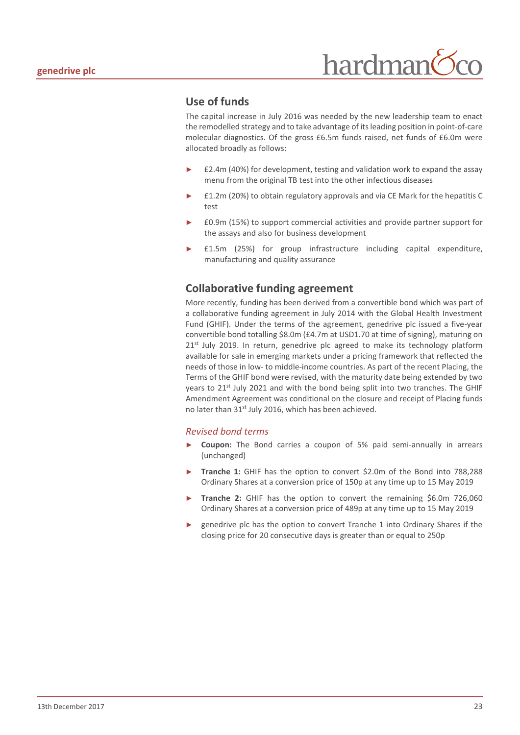## Use of funds

The capital increase in July 2016 was needed by the new leadership team to enact the remodelled strategy and to take advantage of its leading position in point-of-care molecular diagnostics. Of the gross £6.5m funds raised, net funds of £6.0m were allocated broadly as follows:

- £2.4m (40%) for development, testing and validation work to expand the assay menu from the original TB test into the other infectious diseases
- £1.2m (20%) to obtain regulatory approvals and via CE Mark for the hepatitis C test
- £0.9m (15%) to support commercial activities and provide partner support for the assays and also for business development
- £1.5m (25%) for group infrastructure including capital expenditure, manufacturing and quality assurance

## Collaborative funding agreement

More recently, funding has been derived from a convertible bond which was part of a collaborative funding agreement in July 2014 with the Global Health Investment Fund (GHIF). Under the terms of the agreement, genedrive plc issued a five-year convertible bond totalling $8.0m (£4.7m at USD1.70 at time of signing), maturing on 21st July 2019. In return, genedrive plc agreed to make its technology platform available for sale in emerging markets under a pricing framework that reflected the needs of those in low- to middle-income countries. As part of the recent Placing, the Terms of the GHIF bond were revised, with the maturity date being extended by two years to 21st July 2021 and with the bond being split into two tranches. The GHIF Amendment Agreement was conditional on the closure and receipt of Placing funds no later than 31st July 2016, which has been achieved.

### *Revised bond terms*

- **Coupon:** The Bond carries a coupon of 5% paid semi-annually in arrears (unchanged)
- **Tranche 1:** GHIF has the option to convert $2.0m of the Bond into 788,288 Ordinary Shares at a conversion price of 150p at any time up to 15 May 2019
- **Tranche 2:** GHIF has the option to convert the remaining $6.0m 726,060 Ordinary Shares at a conversion price of 489p at any time up to 15 May 2019
- genedrive plc has the option to convert Tranche 1 into Ordinary Shares if the closing price for 20 consecutive days is greater than or equal to 250p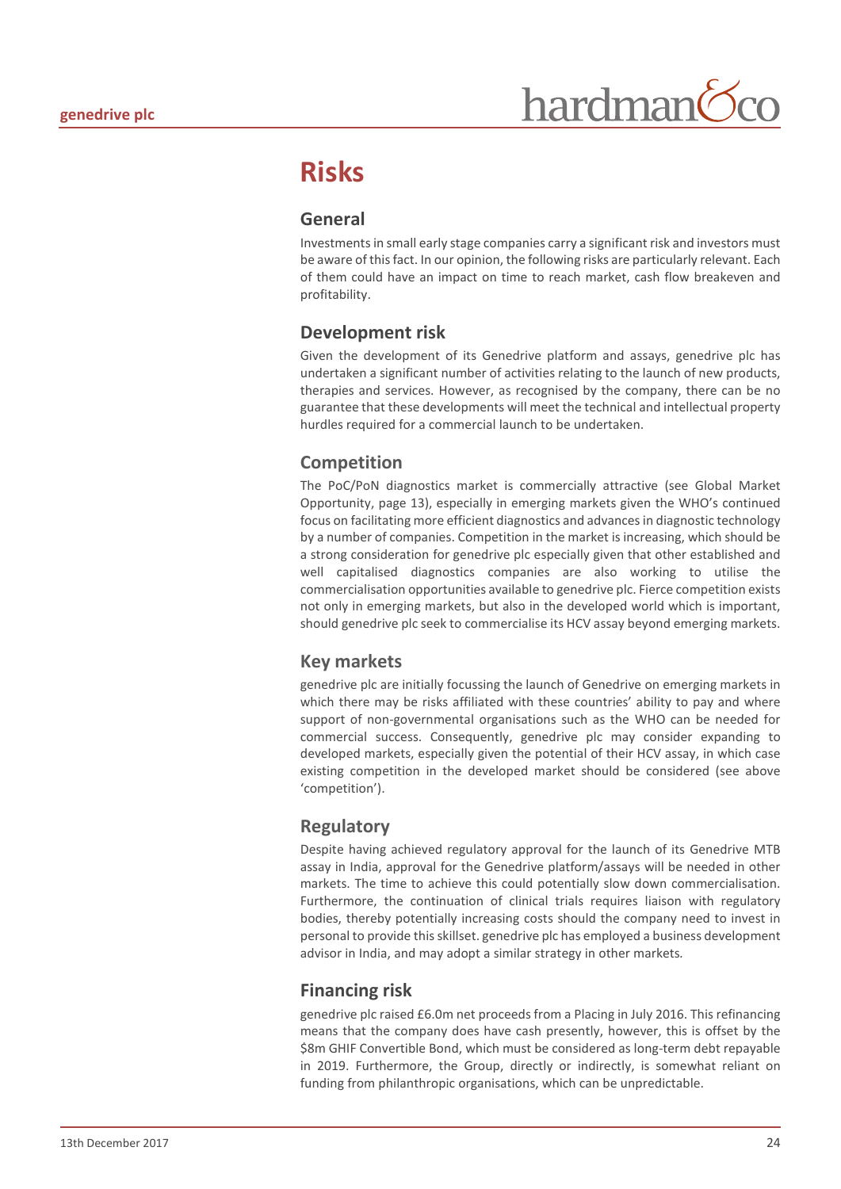# Risks

## General

Investments in small early stage companies carry a significant risk and investors must be aware of this fact. In our opinion, the following risks are particularly relevant. Each of them could have an impact on time to reach market, cash flow breakeven and profitability.

## Development risk

Given the development of its Genedrive platform and assays, genedrive plc has undertaken a significant number of activities relating to the launch of new products, therapies and services. However, as recognised by the company, there can be no guarantee that these developments will meet the technical and intellectual property hurdles required for a commercial launch to be undertaken.

## Competition

The PoC/PoN diagnostics market is commercially attractive (see Global Market Opportunity, page 13), especially in emerging markets given the WHO's continued focus on facilitating more efficient diagnostics and advances in diagnostic technology by a number of companies. Competition in the market is increasing, which should be a strong consideration for genedrive plc especially given that other established and well capitalised diagnostics companies are also working to utilise the commercialisation opportunities available to genedrive plc. Fierce competition exists not only in emerging markets, but also in the developed world which is important, should genedrive plc seek to commercialise its HCV assay beyond emerging markets.

## Key markets

genedrive plc are initially focussing the launch of Genedrive on emerging markets in which there may be risks affiliated with these countries' ability to pay and where support of non-governmental organisations such as the WHO can be needed for commercial success. Consequently, genedrive plc may consider expanding to developed markets, especially given the potential of their HCV assay, in which case existing competition in the developed market should be considered (see above 'competition').

## Regulatory

Despite having achieved regulatory approval for the launch of its Genedrive MTB assay in India, approval for the Genedrive platform/assays will be needed in other markets. The time to achieve this could potentially slow down commercialisation. Furthermore, the continuation of clinical trials requires liaison with regulatory bodies, thereby potentially increasing costs should the company need to invest in personal to provide this skillset. genedrive plc has employed a business development advisor in India, and may adopt a similar strategy in other markets.

## Financing risk

genedrive plc raised £6.0m net proceeds from a Placing in July 2016. This refinancing means that the company does have cash presently, however, this is offset by the $8m GHIF Convertible Bond, which must be considered as long-term debt repayable in 2019. Furthermore, the Group, directly or indirectly, is somewhat reliant on funding from philanthropic organisations, which can be unpredictable.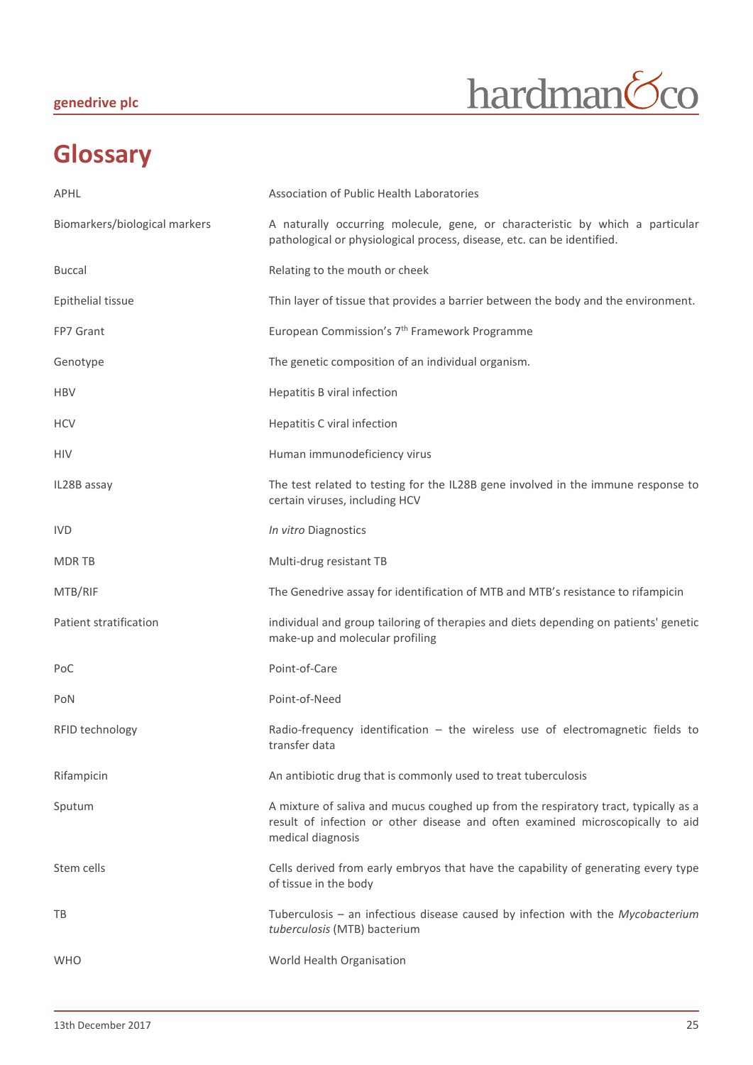# Glossary

| | |
|---|---|
| APHL | Association of Public Health Laboratories |
| Biomarkers/biological markers | A naturally occurring molecule, gene, or characteristic by which a particular pathological or physiological process, disease, etc. can be identified. |
| Buccal | Relating to the mouth or cheek |
| Epithelial tissue | Thin layer of tissue that provides a barrier between the body and the environment. |
| FP7 Grant | European Commission's 7th Framework Programme |
| Genotype | The genetic composition of an individual organism. |
| HBV | Hepatitis B viral infection |
| HCV | Hepatitis C viral infection |
| HIV | Human immunodeficiency virus |
| IL28B assay | The test related to testing for the IL28B gene involved in the immune response to certain viruses, including HCV |
| IVD | *In vitro* Diagnostics |
| MDR TB | Multi-drug resistant TB |
| MTB/RIF | The Genedrive assay for identification of MTB and MTB's resistance to rifampicin |
| Patient stratification | individual and group tailoring of therapies and diets depending on patients' genetic make-up and molecular profiling |
| PoC | Point-of-Care |
| PoN | Point-of-Need |
| RFID technology | Radio-frequency identification – the wireless use of electromagnetic fields to transfer data |
| Rifampicin | An antibiotic drug that is commonly used to treat tuberculosis |
| Sputum | A mixture of saliva and mucus coughed up from the respiratory tract, typically as a result of infection or other disease and often examined microscopically to aid medical diagnosis |
| Stem cells | Cells derived from early embryos that have the capability of generating every type of tissue in the body |
| TB | Tuberculosis – an infectious disease caused by infection with the *Mycobacterium tuberculosis* (MTB) bacterium |
| WHO | World Health Organisation |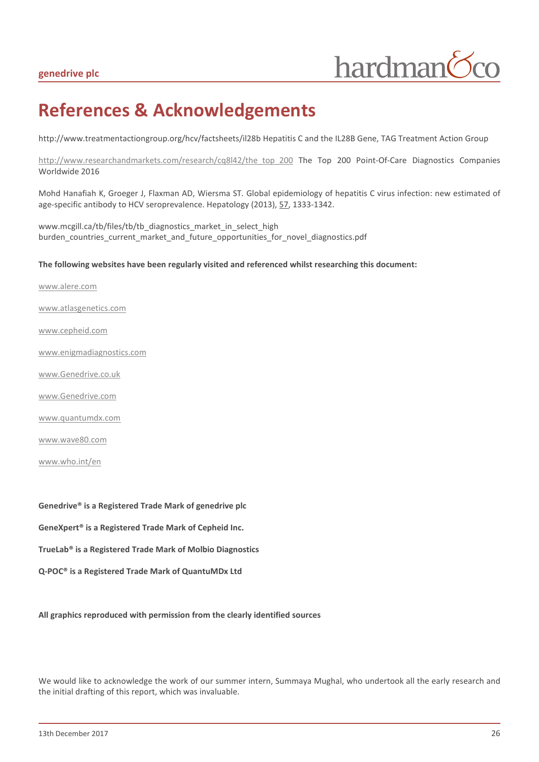# References & Acknowledgements

http://www.treatmentactiongroup.org/hcv/factsheets/il28b Hepatitis C and the IL28B Gene, TAG Treatment Action Group

http://www.researchandmarkets.com/research/cq8l42/the_top_200 The Top 200 Point-Of-Care Diagnostics Companies Worldwide 2016

Mohd Hanafiah K, Groeger J, Flaxman AD, Wiersma ST. Global epidemiology of hepatitis C virus infection: new estimated of age-specific antibody to HCV seroprevalence. Hepatology (2013), 57, 1333-1342.

www.mcgill.ca/tb/files/tb/tb_diagnostics_market_in_select_high burden_countries_current_market_and_future_opportunities_for_novel_diagnostics.pdf

**The following websites have been regularly visited and referenced whilst researching this document:**

www.alere.com

www.atlasgenetics.com

www.cepheid.com

www.enigmadiagnostics.com

www.Genedrive.co.uk

www.Genedrive.com

www.quantumdx.com

www.wave80.com

www.who.int/en

**Genedrive® is a Registered Trade Mark of genedrive plc**

**GeneXpert® is a Registered Trade Mark of Cepheid Inc.**

**TrueLab® is a Registered Trade Mark of Molbio Diagnostics**

**Q-POC® is a Registered Trade Mark of QuantuMDx Ltd**

**All graphics reproduced with permission from the clearly identified sources**

We would like to acknowledge the work of our summer intern, Summaya Mughal, who undertook all the early research and the initial drafting of this report, which was invaluable.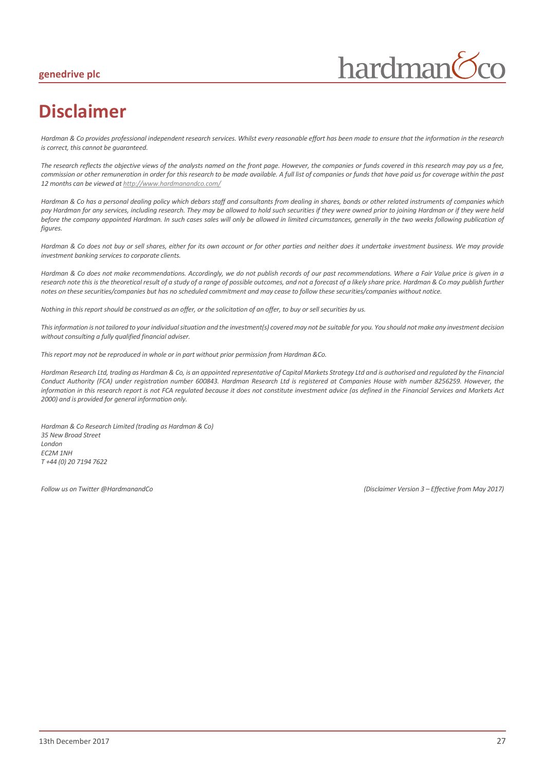# Disclaimer

*Hardman & Co provides professional independent research services. Whilst every reasonable effort has been made to ensure that the information in the research is correct, this cannot be guaranteed.*

*The research reflects the objective views of the analysts named on the front page. However, the companies or funds covered in this research may pay us a fee, commission or other remuneration in order for this research to be made available. A full list of companies or funds that have paid us for coverage within the past 12 months can be viewed at http://www.hardmanandco.com/*

*Hardman & Co has a personal dealing policy which debars staff and consultants from dealing in shares, bonds or other related instruments of companies which pay Hardman for any services, including research. They may be allowed to hold such securities if they were owned prior to joining Hardman or if they were held before the company appointed Hardman. In such cases sales will only be allowed in limited circumstances, generally in the two weeks following publication of figures.*

*Hardman & Co does not buy or sell shares, either for its own account or for other parties and neither does it undertake investment business. We may provide investment banking services to corporate clients.*

*Hardman & Co does not make recommendations. Accordingly, we do not publish records of our past recommendations. Where a Fair Value price is given in a research note this is the theoretical result of a study of a range of possible outcomes, and not a forecast of a likely share price. Hardman & Co may publish further notes on these securities/companies but has no scheduled commitment and may cease to follow these securities/companies without notice.*

*Nothing in this report should be construed as an offer, or the solicitation of an offer, to buy or sell securities by us.*

*This information is not tailored to your individual situation and the investment(s) covered may not be suitable for you. You should not make any investment decision without consulting a fully qualified financial adviser.*

*This report may not be reproduced in whole or in part without prior permission from Hardman &Co.*

*Hardman Research Ltd, trading as Hardman & Co, is an appointed representative of Capital Markets Strategy Ltd and is authorised and regulated by the Financial Conduct Authority (FCA) under registration number 600843. Hardman Research Ltd is registered at Companies House with number 8256259. However, the information in this research report is not FCA regulated because it does not constitute investment advice (as defined in the Financial Services and Markets Act 2000) and is provided for general information only.*

*Hardman & Co Research Limited (trading as Hardman & Co)*
*35 New Broad Street*
*London*
*EC2M 1NH*
*T +44 (0) 20 7194 7622*

*Follow us on Twitter @HardmanandCo*

*(Disclaimer Version 3 – Effective from May 2017)*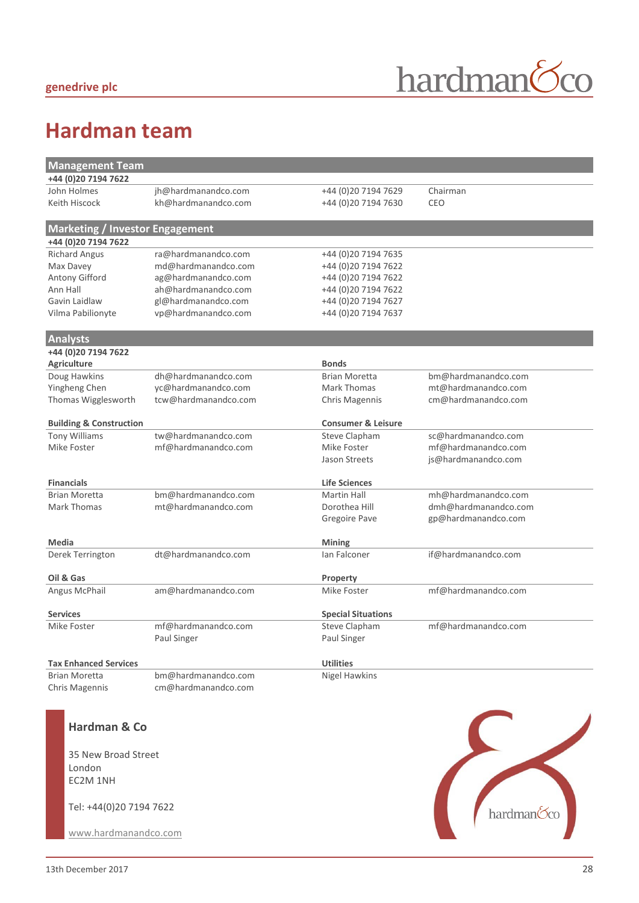# Hardman team

| Management Team | | | |
|---|---|---|---|
| **+44 (0)20 7194 7622** | | | |
| John Holmes | jh@hardmanandco.com | +44 (0)20 7194 7629 | Chairman |
| Keith Hiscock | kh@hardmanandco.com | +44 (0)20 7194 7630 | CEO |

| Marketing / Investor Engagement | | |
|---|---|---|
| **+44 (0)20 7194 7622** | | |
| Richard Angus | ra@hardmanandco.com | +44 (0)20 7194 7635 |
| Max Davey | md@hardmanandco.com | +44 (0)20 7194 7622 |
| Antony Gifford | ag@hardmanandco.com | +44 (0)20 7194 7622 |
| Ann Hall | ah@hardmanandco.com | +44 (0)20 7194 7622 |
| Gavin Laidlaw | gl@hardmanandco.com | +44 (0)20 7194 7627 |
| Vilma Pabilionyte | vp@hardmanandco.com | +44 (0)20 7194 7637 |

## Analysts

**+44 (0)20 7194 7622**

| Agriculture | | Bonds | |
|---|---|---|---|
| Doug Hawkins | dh@hardmanandco.com | Brian Moretta | bm@hardmanandco.com |
| Yingheng Chen | yc@hardmanandco.com | Mark Thomas | mt@hardmanandco.com |
| Thomas Wigglesworth | tcw@hardmanandco.com | Chris Magennis | cm@hardmanandco.com |

| Building & Construction | | Consumer & Leisure | |
|---|---|---|---|
| Tony Williams | tw@hardmanandco.com | Steve Clapham | sc@hardmanandco.com |
| Mike Foster | mf@hardmanandco.com | Mike Foster | mf@hardmanandco.com |
| | | Jason Streets | js@hardmanandco.com |

| Financials | | Life Sciences | |
|---|---|---|---|
| Brian Moretta | bm@hardmanandco.com | Martin Hall | mh@hardmanandco.com |
| Mark Thomas | mt@hardmanandco.com | Dorothea Hill | dmh@hardmanandco.com |
| | | Gregoire Pave | gp@hardmanandco.com |

| Media | | Mining | |
|---|---|---|---|
| Derek Terrington | dt@hardmanandco.com | Ian Falconer | if@hardmanandco.com |

| Oil & Gas | | Property | |
|---|---|---|---|
| Angus McPhail | am@hardmanandco.com | Mike Foster | mf@hardmanandco.com |

| Services | | Special Situations | |
|---|---|---|---|
| Mike Foster | mf@hardmanandco.com | Steve Clapham | mf@hardmanandco.com |
| | Paul Singer | Paul Singer | |

| Tax Enhanced Services | | Utilities | |
|---|---|---|---|
| Brian Moretta | bm@hardmanandco.com | Nigel Hawkins | |
| Chris Magennis | cm@hardmanandco.com | | |

**Hardman & Co**

35 New Broad Street
London
EC2M 1NH

Tel: +44(0)20 7194 7622

www.hardmanandco.com